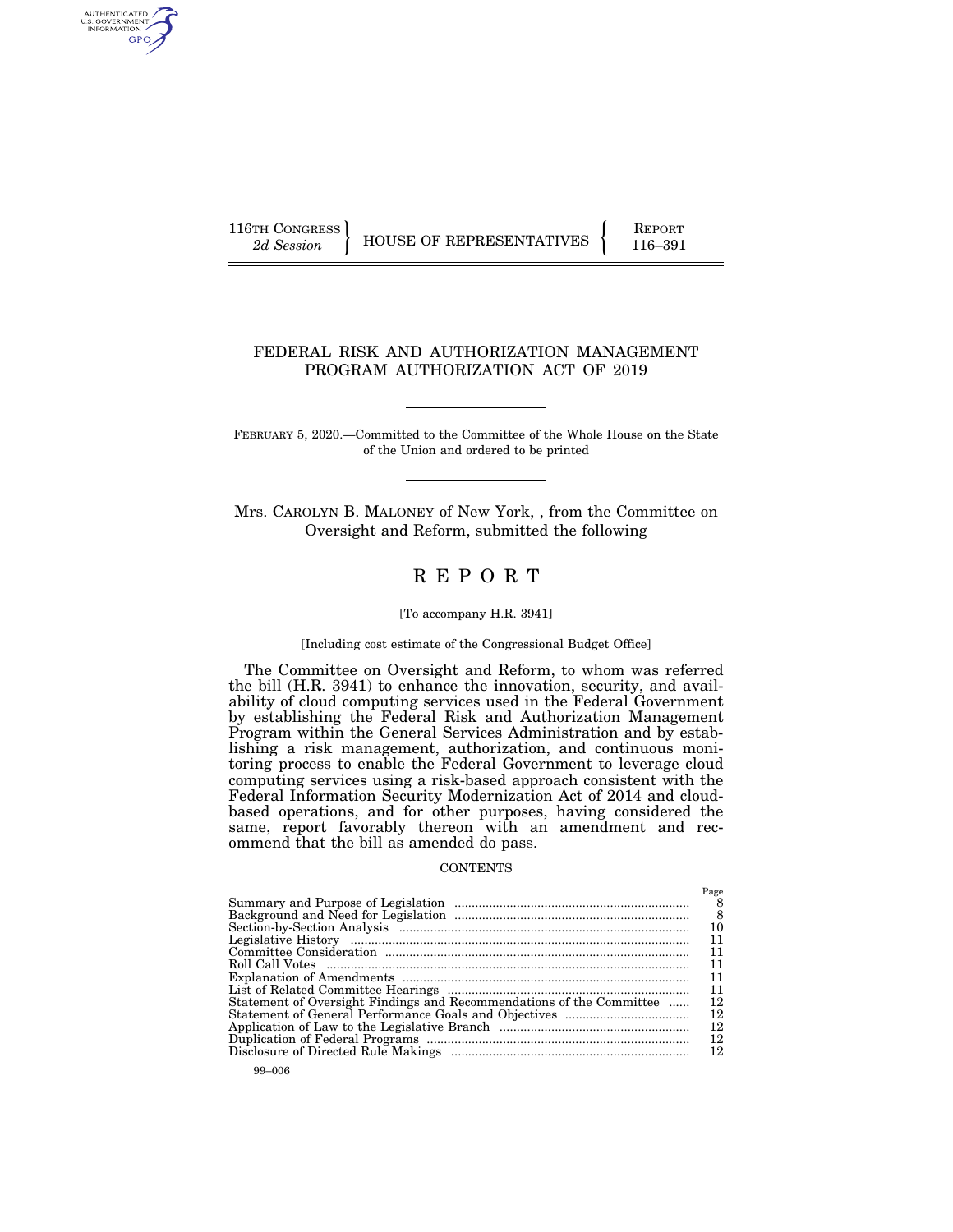116TH CONGRESS
*2d Session*

HOUSE OF REPRESENTATIVES

REPORT
116–391

# FEDERAL RISK AND AUTHORIZATION MANAGEMENT PROGRAM AUTHORIZATION ACT OF 2019

FEBRUARY 5, 2020.—Committed to the Committee of the Whole House on the State of the Union and ordered to be printed

Mrs. CAROLYN B. MALONEY of New York, , from the Committee on Oversight and Reform, submitted the following

# R E P O R T

[To accompany H.R. 3941]

[Including cost estimate of the Congressional Budget Office]

The Committee on Oversight and Reform, to whom was referred the bill (H.R. 3941) to enhance the innovation, security, and availability of cloud computing services used in the Federal Government by establishing the Federal Risk and Authorization Management Program within the General Services Administration and by establishing a risk management, authorization, and continuous monitoring process to enable the Federal Government to leverage cloud computing services using a risk-based approach consistent with the Federal Information Security Modernization Act of 2014 and cloud-based operations, and for other purposes, having considered the same, report favorably thereon with an amendment and recommend that the bill as amended do pass.

CONTENTS

| | Page |
|---|---|
| Summary and Purpose of Legislation | 8 |
| Background and Need for Legislation | 8 |
| Section-by-Section Analysis | 10 |
| Legislative History | 11 |
| Committee Consideration | 11 |
| Roll Call Votes | 11 |
| Explanation of Amendments | 11 |
| List of Related Committee Hearings | 11 |
| Statement of Oversight Findings and Recommendations of the Committee | 12 |
| Statement of General Performance Goals and Objectives | 12 |
| Application of Law to the Legislative Branch | 12 |
| Duplication of Federal Programs | 12 |
| Disclosure of Directed Rule Makings | 12 |

99–006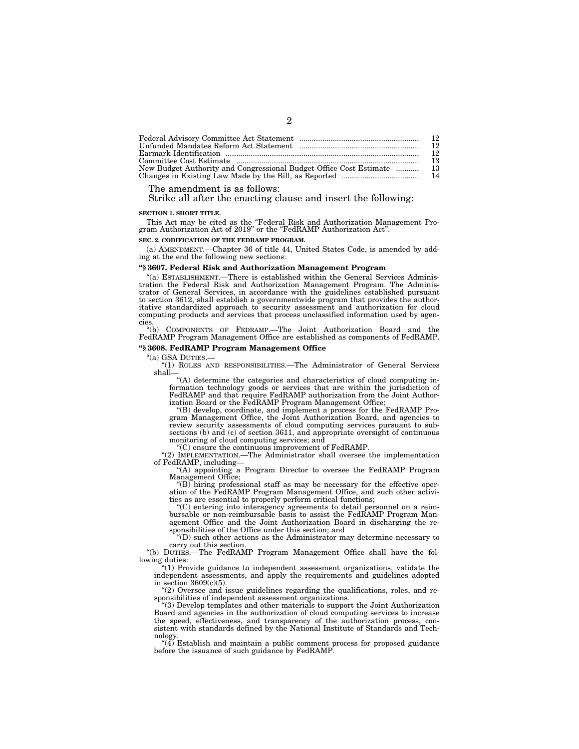| | |
|---|---|
| Federal Advisory Committee Act Statement | 12 |
| Unfunded Mandates Reform Act Statement | 12 |
| Earmark Identification | 12 |
| Committee Cost Estimate | 13 |
| New Budget Authority and Congressional Budget Office Cost Estimate | 13 |
| Changes in Existing Law Made by the Bill, as Reported | 14 |

The amendment is as follows:

Strike all after the enacting clause and insert the following:

**SECTION 1. SHORT TITLE.**

This Act may be cited as the "Federal Risk and Authorization Management Program Authorization Act of 2019" or the "FedRAMP Authorization Act".

**SEC. 2. CODIFICATION OF THE FEDRAMP PROGRAM.**

(a) AMENDMENT.—Chapter 36 of title 44, United States Code, is amended by adding at the end the following new sections:

**"§ 3607. Federal Risk and Authorization Management Program**

"(a) ESTABLISHMENT.—There is established within the General Services Administration the Federal Risk and Authorization Management Program. The Administrator of General Services, in accordance with the guidelines established pursuant to section 3612, shall establish a governmentwide program that provides the authoritative standardized approach to security assessment and authorization for cloud computing products and services that process unclassified information used by agencies.

"(b) COMPONENTS OF FEDRAMP.—The Joint Authorization Board and the FedRAMP Program Management Office are established as components of FedRAMP.

**"§ 3608. FedRAMP Program Management Office**

"(a) GSA DUTIES.—

"(1) ROLES AND RESPONSIBILITIES.—The Administrator of General Services shall—

"(A) determine the categories and characteristics of cloud computing information technology goods or services that are within the jurisdiction of FedRAMP and that require FedRAMP authorization from the Joint Authorization Board or the FedRAMP Program Management Office;

"(B) develop, coordinate, and implement a process for the FedRAMP Program Management Office, the Joint Authorization Board, and agencies to review security assessments of cloud computing services pursuant to subsections (b) and (c) of section 3611, and appropriate oversight of continuous monitoring of cloud computing services; and

"(C) ensure the continuous improvement of FedRAMP.

"(2) IMPLEMENTATION.—The Administrator shall oversee the implementation of FedRAMP, including—

"(A) appointing a Program Director to oversee the FedRAMP Program Management Office;

"(B) hiring professional staff as may be necessary for the effective operation of the FedRAMP Program Management Office, and such other activities as are essential to properly perform critical functions;

"(C) entering into interagency agreements to detail personnel on a reimbursable or non-reimbursable basis to assist the FedRAMP Program Management Office and the Joint Authorization Board in discharging the responsibilities of the Office under this section; and

"(D) such other actions as the Administrator may determine necessary to carry out this section.

"(b) DUTIES.—The FedRAMP Program Management Office shall have the following duties:

"(1) Provide guidance to independent assessment organizations, validate the independent assessments, and apply the requirements and guidelines adopted in section 3609(c)(5).

"(2) Oversee and issue guidelines regarding the qualifications, roles, and responsibilities of independent assessment organizations.

"(3) Develop templates and other materials to support the Joint Authorization Board and agencies in the authorization of cloud computing services to increase the speed, effectiveness, and transparency of the authorization process, consistent with standards defined by the National Institute of Standards and Technology.

"(4) Establish and maintain a public comment process for proposed guidance before the issuance of such guidance by FedRAMP.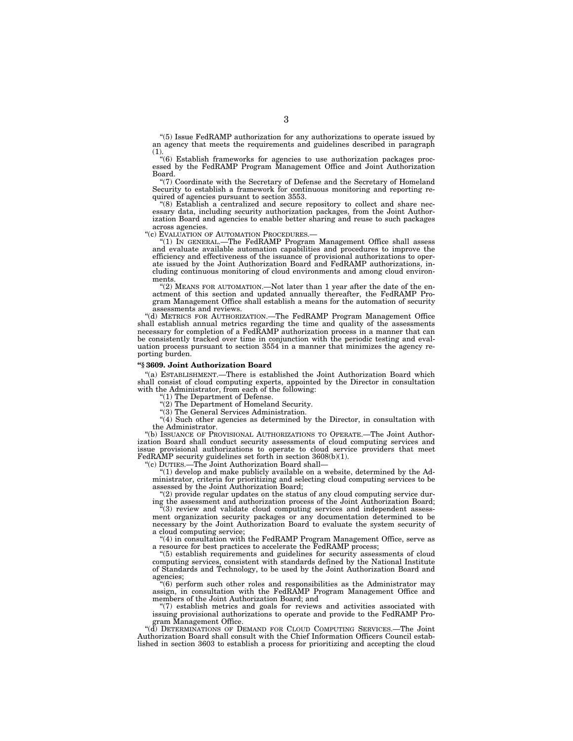"(5) Issue FedRAMP authorization for any authorizations to operate issued by an agency that meets the requirements and guidelines described in paragraph (1).

"(6) Establish frameworks for agencies to use authorization packages processed by the FedRAMP Program Management Office and Joint Authorization Board.

"(7) Coordinate with the Secretary of Defense and the Secretary of Homeland Security to establish a framework for continuous monitoring and reporting required of agencies pursuant to section 3553.

"(8) Establish a centralized and secure repository to collect and share necessary data, including security authorization packages, from the Joint Authorization Board and agencies to enable better sharing and reuse to such packages across agencies.

"(c) EVALUATION OF AUTOMATION PROCEDURES.—

"(1) IN GENERAL.—The FedRAMP Program Management Office shall assess and evaluate available automation capabilities and procedures to improve the efficiency and effectiveness of the issuance of provisional authorizations to operate issued by the Joint Authorization Board and FedRAMP authorizations, including continuous monitoring of cloud environments and among cloud environments.

"(2) MEANS FOR AUTOMATION.—Not later than 1 year after the date of the enactment of this section and updated annually thereafter, the FedRAMP Program Management Office shall establish a means for the automation of security assessments and reviews.

"(d) METRICS FOR AUTHORIZATION.—The FedRAMP Program Management Office shall establish annual metrics regarding the time and quality of the assessments necessary for completion of a FedRAMP authorization process in a manner that can be consistently tracked over time in conjunction with the periodic testing and evaluation process pursuant to section 3554 in a manner that minimizes the agency reporting burden.

**"§ 3609. Joint Authorization Board**

"(a) ESTABLISHMENT.—There is established the Joint Authorization Board which shall consist of cloud computing experts, appointed by the Director in consultation with the Administrator, from each of the following:

"(1) The Department of Defense.

"(2) The Department of Homeland Security.

"(3) The General Services Administration.

"(4) Such other agencies as determined by the Director, in consultation with the Administrator.

"(b) ISSUANCE OF PROVISIONAL AUTHORIZATIONS TO OPERATE.—The Joint Authorization Board shall conduct security assessments of cloud computing services and issue provisional authorizations to operate to cloud service providers that meet FedRAMP security guidelines set forth in section 3608(b)(1).

"(c) DUTIES.—The Joint Authorization Board shall—

"(1) develop and make publicly available on a website, determined by the Administrator, criteria for prioritizing and selecting cloud computing services to be assessed by the Joint Authorization Board;

"(2) provide regular updates on the status of any cloud computing service during the assessment and authorization process of the Joint Authorization Board;

"(3) review and validate cloud computing services and independent assessment organization security packages or any documentation determined to be necessary by the Joint Authorization Board to evaluate the system security of a cloud computing service;

"(4) in consultation with the FedRAMP Program Management Office, serve as a resource for best practices to accelerate the FedRAMP process;

"(5) establish requirements and guidelines for security assessments of cloud computing services, consistent with standards defined by the National Institute of Standards and Technology, to be used by the Joint Authorization Board and agencies;

"(6) perform such other roles and responsibilities as the Administrator may assign, in consultation with the FedRAMP Program Management Office and members of the Joint Authorization Board; and

"(7) establish metrics and goals for reviews and activities associated with issuing provisional authorizations to operate and provide to the FedRAMP Program Management Office.

"(d) DETERMINATIONS OF DEMAND FOR CLOUD COMPUTING SERVICES.—The Joint Authorization Board shall consult with the Chief Information Officers Council established in section 3603 to establish a process for prioritizing and accepting the cloud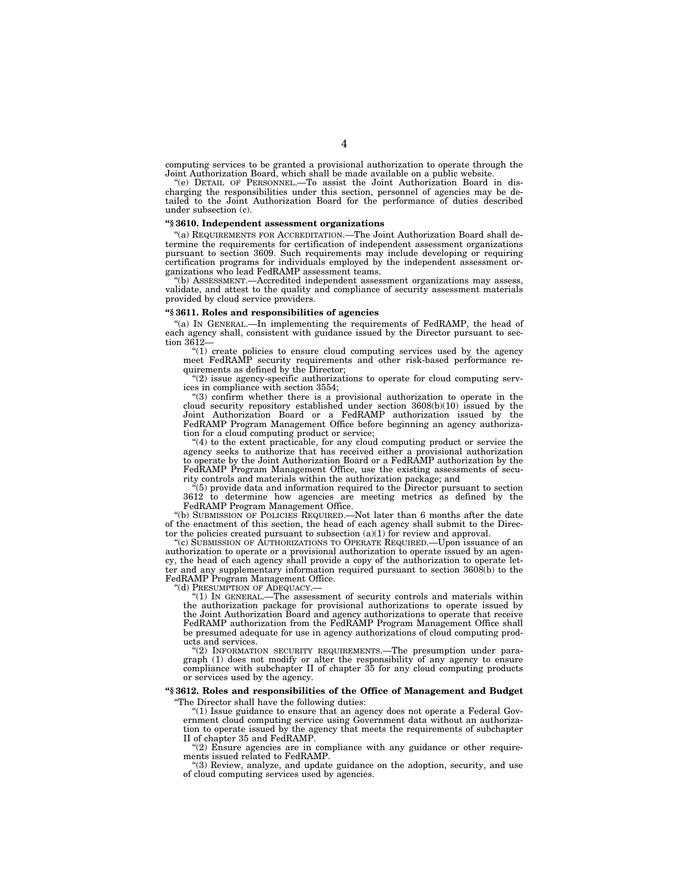computing services to be granted a provisional authorization to operate through the Joint Authorization Board, which shall be made available on a public website.

"(e) DETAIL OF PERSONNEL.—To assist the Joint Authorization Board in discharging the responsibilities under this section, personnel of agencies may be detailed to the Joint Authorization Board for the performance of duties described under subsection (c).

**"§ 3610. Independent assessment organizations**

"(a) REQUIREMENTS FOR ACCREDITATION.—The Joint Authorization Board shall determine the requirements for certification of independent assessment organizations pursuant to section 3609. Such requirements may include developing or requiring certification programs for individuals employed by the independent assessment organizations who lead FedRAMP assessment teams.

"(b) ASSESSMENT.—Accredited independent assessment organizations may assess, validate, and attest to the quality and compliance of security assessment materials provided by cloud service providers.

**"§ 3611. Roles and responsibilities of agencies**

"(a) IN GENERAL.—In implementing the requirements of FedRAMP, the head of each agency shall, consistent with guidance issued by the Director pursuant to section 3612—

"(1) create policies to ensure cloud computing services used by the agency meet FedRAMP security requirements and other risk-based performance requirements as defined by the Director;

"(2) issue agency-specific authorizations to operate for cloud computing services in compliance with section 3554;

"(3) confirm whether there is a provisional authorization to operate in the cloud security repository established under section 3608(b)(10) issued by the Joint Authorization Board or a FedRAMP authorization issued by the FedRAMP Program Management Office before beginning an agency authorization for a cloud computing product or service;

"(4) to the extent practicable, for any cloud computing product or service the agency seeks to authorize that has received either a provisional authorization to operate by the Joint Authorization Board or a FedRAMP authorization by the FedRAMP Program Management Office, use the existing assessments of security controls and materials within the authorization package; and

"(5) provide data and information required to the Director pursuant to section 3612 to determine how agencies are meeting metrics as defined by the FedRAMP Program Management Office.

"(b) SUBMISSION OF POLICIES REQUIRED.—Not later than 6 months after the date of the enactment of this section, the head of each agency shall submit to the Director the policies created pursuant to subsection (a)(1) for review and approval.

"(c) SUBMISSION OF AUTHORIZATIONS TO OPERATE REQUIRED.—Upon issuance of an authorization to operate or a provisional authorization to operate issued by an agency, the head of each agency shall provide a copy of the authorization to operate letter and any supplementary information required pursuant to section 3608(b) to the FedRAMP Program Management Office.

"(d) PRESUMPTION OF ADEQUACY.—

"(1) IN GENERAL.—The assessment of security controls and materials within the authorization package for provisional authorizations to operate issued by the Joint Authorization Board and agency authorizations to operate that receive FedRAMP authorization from the FedRAMP Program Management Office shall be presumed adequate for use in agency authorizations of cloud computing products and services.

"(2) INFORMATION SECURITY REQUIREMENTS.—The presumption under paragraph (1) does not modify or alter the responsibility of any agency to ensure compliance with subchapter II of chapter 35 for any cloud computing products or services used by the agency.

**"§ 3612. Roles and responsibilities of the Office of Management and Budget**

"The Director shall have the following duties:

"(1) Issue guidance to ensure that an agency does not operate a Federal Government cloud computing service using Government data without an authorization to operate issued by the agency that meets the requirements of subchapter II of chapter 35 and FedRAMP.

"(2) Ensure agencies are in compliance with any guidance or other requirements issued related to FedRAMP.

"(3) Review, analyze, and update guidance on the adoption, security, and use of cloud computing services used by agencies.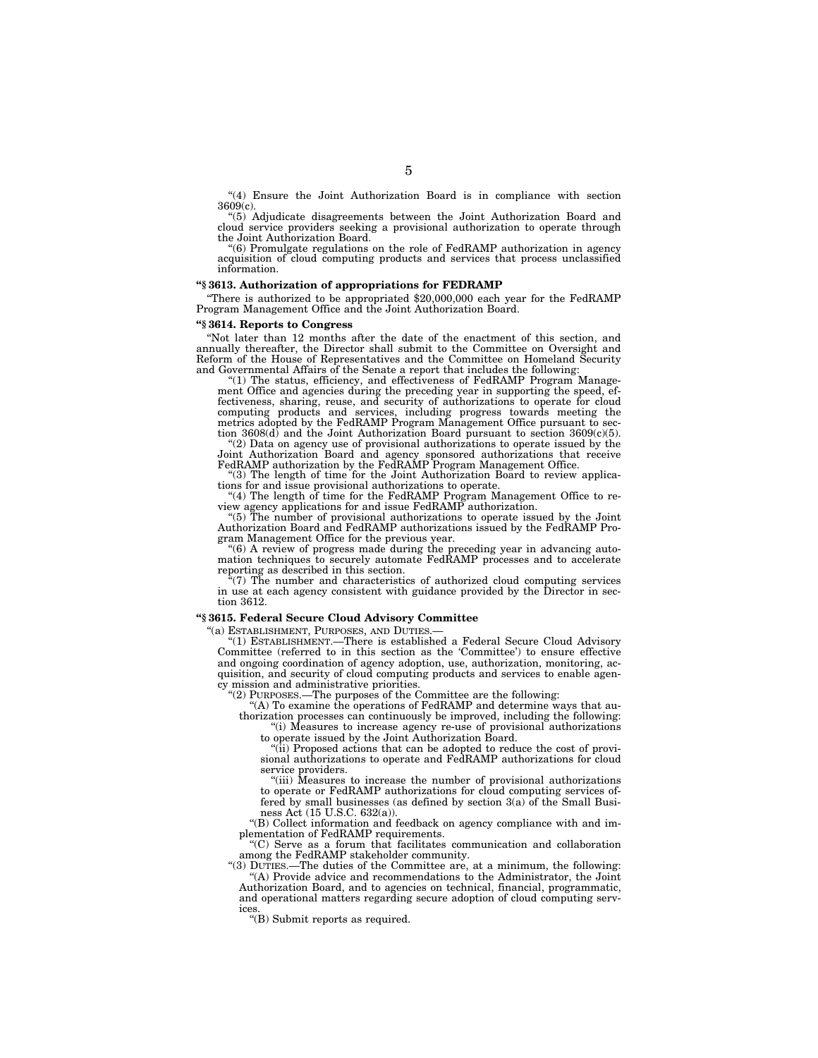"(4) Ensure the Joint Authorization Board is in compliance with section 3609(c).

"(5) Adjudicate disagreements between the Joint Authorization Board and cloud service providers seeking a provisional authorization to operate through the Joint Authorization Board.

"(6) Promulgate regulations on the role of FedRAMP authorization in agency acquisition of cloud computing products and services that process unclassified information.

**"§ 3613. Authorization of appropriations for FEDRAMP**

"There is authorized to be appropriated $20,000,000 each year for the FedRAMP Program Management Office and the Joint Authorization Board.

**"§ 3614. Reports to Congress**

"Not later than 12 months after the date of the enactment of this section, and annually thereafter, the Director shall submit to the Committee on Oversight and Reform of the House of Representatives and the Committee on Homeland Security and Governmental Affairs of the Senate a report that includes the following:

"(1) The status, efficiency, and effectiveness of FedRAMP Program Management Office and agencies during the preceding year in supporting the speed, effectiveness, sharing, reuse, and security of authorizations to operate for cloud computing products and services, including progress towards meeting the metrics adopted by the FedRAMP Program Management Office pursuant to section 3608(d) and the Joint Authorization Board pursuant to section 3609(c)(5).

"(2) Data on agency use of provisional authorizations to operate issued by the Joint Authorization Board and agency sponsored authorizations that receive FedRAMP authorization by the FedRAMP Program Management Office.

"(3) The length of time for the Joint Authorization Board to review applications for and issue provisional authorizations to operate.

"(4) The length of time for the FedRAMP Program Management Office to review agency applications for and issue FedRAMP authorization.

"(5) The number of provisional authorizations to operate issued by the Joint Authorization Board and FedRAMP authorizations issued by the FedRAMP Program Management Office for the previous year.

"(6) A review of progress made during the preceding year in advancing automation techniques to securely automate FedRAMP processes and to accelerate reporting as described in this section.

"(7) The number and characteristics of authorized cloud computing services in use at each agency consistent with guidance provided by the Director in section 3612.

**"§ 3615. Federal Secure Cloud Advisory Committee**

"(a) ESTABLISHMENT, PURPOSES, AND DUTIES.—

"(1) ESTABLISHMENT.—There is established a Federal Secure Cloud Advisory Committee (referred to in this section as the 'Committee') to ensure effective and ongoing coordination of agency adoption, use, authorization, monitoring, acquisition, and security of cloud computing products and services to enable agency mission and administrative priorities.

"(2) PURPOSES.—The purposes of the Committee are the following:

"(A) To examine the operations of FedRAMP and determine ways that authorization processes can continuously be improved, including the following:

"(i) Measures to increase agency re-use of provisional authorizations to operate issued by the Joint Authorization Board.

"(ii) Proposed actions that can be adopted to reduce the cost of provisional authorizations to operate and FedRAMP authorizations for cloud service providers.

"(iii) Measures to increase the number of provisional authorizations to operate or FedRAMP authorizations for cloud computing services offered by small businesses (as defined by section 3(a) of the Small Business Act (15 U.S.C. 632(a)).

"(B) Collect information and feedback on agency compliance with and implementation of FedRAMP requirements.

"(C) Serve as a forum that facilitates communication and collaboration among the FedRAMP stakeholder community.

"(3) DUTIES.—The duties of the Committee are, at a minimum, the following:

"(A) Provide advice and recommendations to the Administrator, the Joint Authorization Board, and to agencies on technical, financial, programmatic, and operational matters regarding secure adoption of cloud computing services.

"(B) Submit reports as required.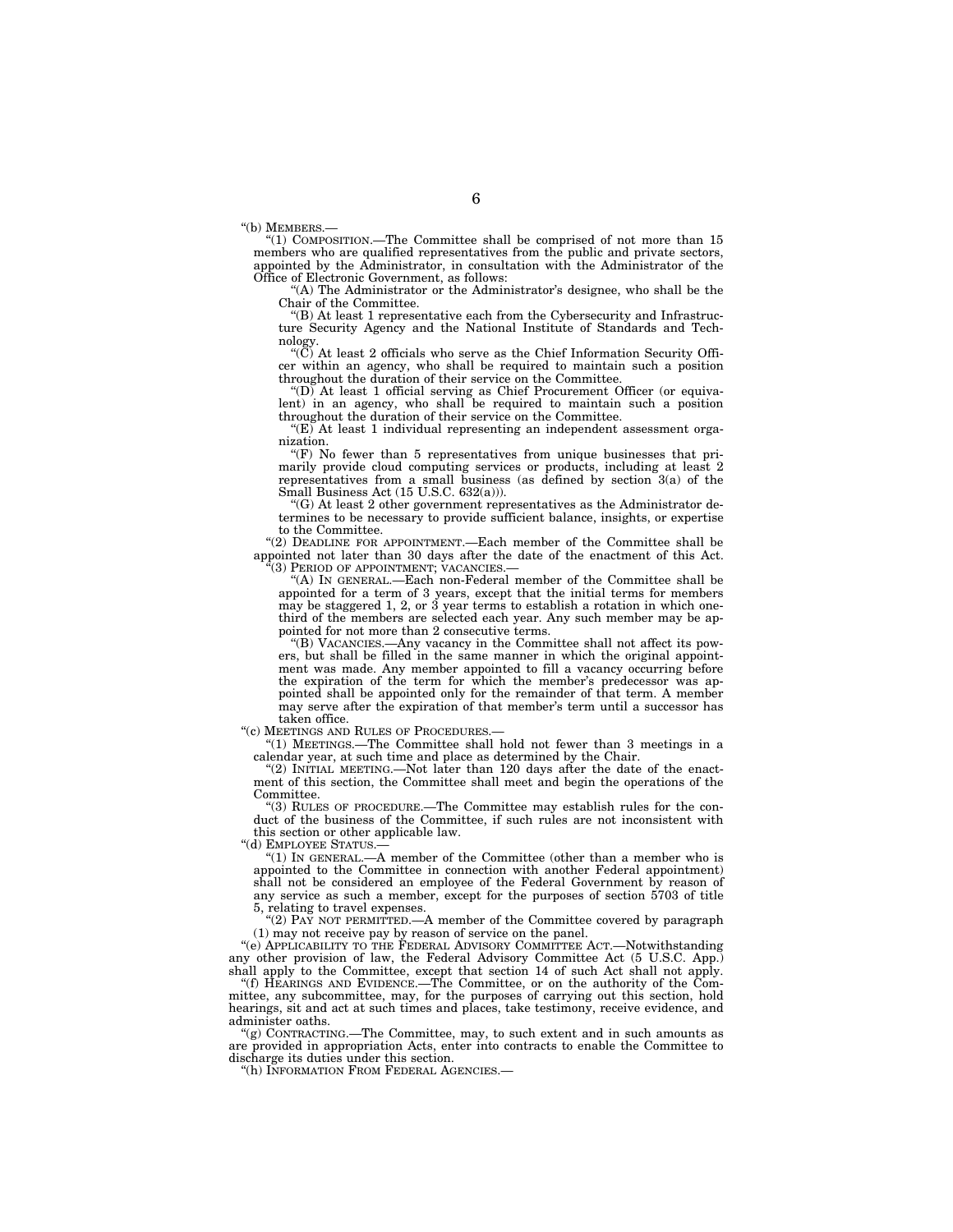"(b) MEMBERS.—

"(1) COMPOSITION.—The Committee shall be comprised of not more than 15 members who are qualified representatives from the public and private sectors, appointed by the Administrator, in consultation with the Administrator of the Office of Electronic Government, as follows:

"(A) The Administrator or the Administrator's designee, who shall be the Chair of the Committee.

"(B) At least 1 representative each from the Cybersecurity and Infrastructure Security Agency and the National Institute of Standards and Technology.

"(C) At least 2 officials who serve as the Chief Information Security Officer within an agency, who shall be required to maintain such a position throughout the duration of their service on the Committee.

"(D) At least 1 official serving as Chief Procurement Officer (or equivalent) in an agency, who shall be required to maintain such a position throughout the duration of their service on the Committee.

"(E) At least 1 individual representing an independent assessment organization.

"(F) No fewer than 5 representatives from unique businesses that primarily provide cloud computing services or products, including at least 2 representatives from a small business (as defined by section 3(a) of the Small Business Act (15 U.S.C. 632(a))).

"(G) At least 2 other government representatives as the Administrator determines to be necessary to provide sufficient balance, insights, or expertise to the Committee.

"(2) DEADLINE FOR APPOINTMENT.—Each member of the Committee shall be appointed not later than 30 days after the date of the enactment of this Act.

"(3) PERIOD OF APPOINTMENT; VACANCIES.—

"(A) IN GENERAL.—Each non-Federal member of the Committee shall be appointed for a term of 3 years, except that the initial terms for members may be staggered 1, 2, or 3 year terms to establish a rotation in which one-third of the members are selected each year. Any such member may be appointed for not more than 2 consecutive terms.

"(B) VACANCIES.—Any vacancy in the Committee shall not affect its powers, but shall be filled in the same manner in which the original appointment was made. Any member appointed to fill a vacancy occurring before the expiration of the term for which the member's predecessor was appointed shall be appointed only for the remainder of that term. A member may serve after the expiration of that member's term until a successor has taken office.

"(c) MEETINGS AND RULES OF PROCEDURES.—

"(1) MEETINGS.—The Committee shall hold not fewer than 3 meetings in a calendar year, at such time and place as determined by the Chair.

"(2) INITIAL MEETING.—Not later than 120 days after the date of the enactment of this section, the Committee shall meet and begin the operations of the Committee.

"(3) RULES OF PROCEDURE.—The Committee may establish rules for the conduct of the business of the Committee, if such rules are not inconsistent with this section or other applicable law.

"(d) EMPLOYEE STATUS.—

"(1) IN GENERAL.—A member of the Committee (other than a member who is appointed to the Committee in connection with another Federal appointment) shall not be considered an employee of the Federal Government by reason of any service as such a member, except for the purposes of section 5703 of title 5, relating to travel expenses.

"(2) PAY NOT PERMITTED.—A member of the Committee covered by paragraph (1) may not receive pay by reason of service on the panel.

"(e) APPLICABILITY TO THE FEDERAL ADVISORY COMMITTEE ACT.—Notwithstanding any other provision of law, the Federal Advisory Committee Act (5 U.S.C. App.) shall apply to the Committee, except that section 14 of such Act shall not apply.

"(f) HEARINGS AND EVIDENCE.—The Committee, or on the authority of the Committee, any subcommittee, may, for the purposes of carrying out this section, hold hearings, sit and act at such times and places, take testimony, receive evidence, and administer oaths.

"(g) CONTRACTING.—The Committee, may, to such extent and in such amounts as are provided in appropriation Acts, enter into contracts to enable the Committee to discharge its duties under this section.

"(h) INFORMATION FROM FEDERAL AGENCIES.—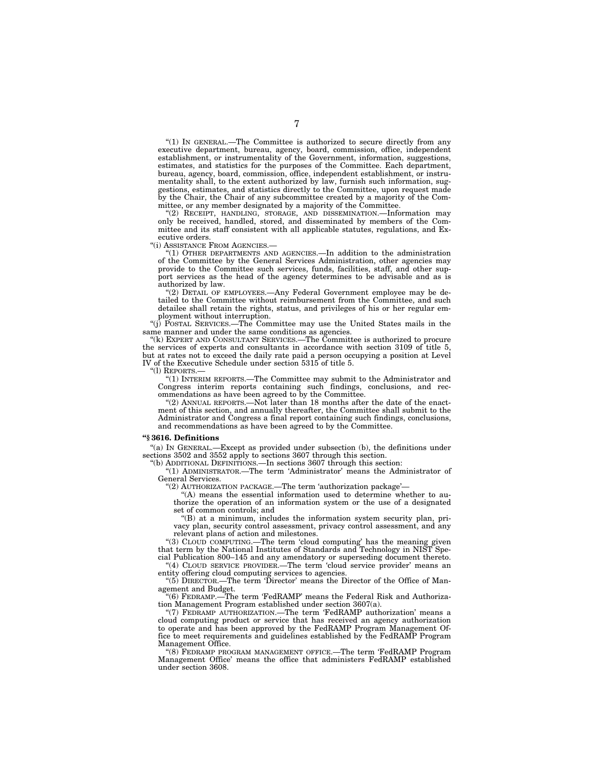"(1) IN GENERAL.—The Committee is authorized to secure directly from any executive department, bureau, agency, board, commission, office, independent establishment, or instrumentality of the Government, information, suggestions, estimates, and statistics for the purposes of the Committee. Each department, bureau, agency, board, commission, office, independent establishment, or instrumentality shall, to the extent authorized by law, furnish such information, suggestions, estimates, and statistics directly to the Committee, upon request made by the Chair, the Chair of any subcommittee created by a majority of the Committee, or any member designated by a majority of the Committee.

"(2) RECEIPT, HANDLING, STORAGE, AND DISSEMINATION.—Information may only be received, handled, stored, and disseminated by members of the Committee and its staff consistent with all applicable statutes, regulations, and Executive orders.

"(i) ASSISTANCE FROM AGENCIES.—

"(1) OTHER DEPARTMENTS AND AGENCIES.—In addition to the administration of the Committee by the General Services Administration, other agencies may provide to the Committee such services, funds, facilities, staff, and other support services as the head of the agency determines to be advisable and as is authorized by law.

"(2) DETAIL OF EMPLOYEES.—Any Federal Government employee may be detailed to the Committee without reimbursement from the Committee, and such detailee shall retain the rights, status, and privileges of his or her regular employment without interruption.

"(j) POSTAL SERVICES.—The Committee may use the United States mails in the same manner and under the same conditions as agencies.

"(k) EXPERT AND CONSULTANT SERVICES.—The Committee is authorized to procure the services of experts and consultants in accordance with section 3109 of title 5, but at rates not to exceed the daily rate paid a person occupying a position at Level IV of the Executive Schedule under section 5315 of title 5.

"(l) REPORTS.—

"(1) INTERIM REPORTS.—The Committee may submit to the Administrator and Congress interim reports containing such findings, conclusions, and recommendations as have been agreed to by the Committee.

"(2) ANNUAL REPORTS.—Not later than 18 months after the date of the enactment of this section, and annually thereafter, the Committee shall submit to the Administrator and Congress a final report containing such findings, conclusions, and recommendations as have been agreed to by the Committee.

**"§ 3616. Definitions**

"(a) IN GENERAL.—Except as provided under subsection (b), the definitions under sections 3502 and 3552 apply to sections 3607 through this section.

"(b) ADDITIONAL DEFINITIONS.—In sections 3607 through this section:

"(1) ADMINISTRATOR.—The term 'Administrator' means the Administrator of General Services.

"(2) AUTHORIZATION PACKAGE.—The term 'authorization package'—

"(A) means the essential information used to determine whether to authorize the operation of an information system or the use of a designated set of common controls; and

"(B) at a minimum, includes the information system security plan, privacy plan, security control assessment, privacy control assessment, and any relevant plans of action and milestones.

"(3) CLOUD COMPUTING.—The term 'cloud computing' has the meaning given that term by the National Institutes of Standards and Technology in NIST Special Publication 800–145 and any amendatory or superseding document thereto.

"(4) CLOUD SERVICE PROVIDER.—The term 'cloud service provider' means an entity offering cloud computing services to agencies.

"(5) DIRECTOR.—The term 'Director' means the Director of the Office of Management and Budget.

"(6) FEDRAMP.—The term 'FedRAMP' means the Federal Risk and Authorization Management Program established under section 3607(a).

"(7) FEDRAMP AUTHORIZATION.—The term 'FedRAMP authorization' means a cloud computing product or service that has received an agency authorization to operate and has been approved by the FedRAMP Program Management Office to meet requirements and guidelines established by the FedRAMP Program Management Office.

"(8) FEDRAMP PROGRAM MANAGEMENT OFFICE.—The term 'FedRAMP Program Management Office' means the office that administers FedRAMP established under section 3608.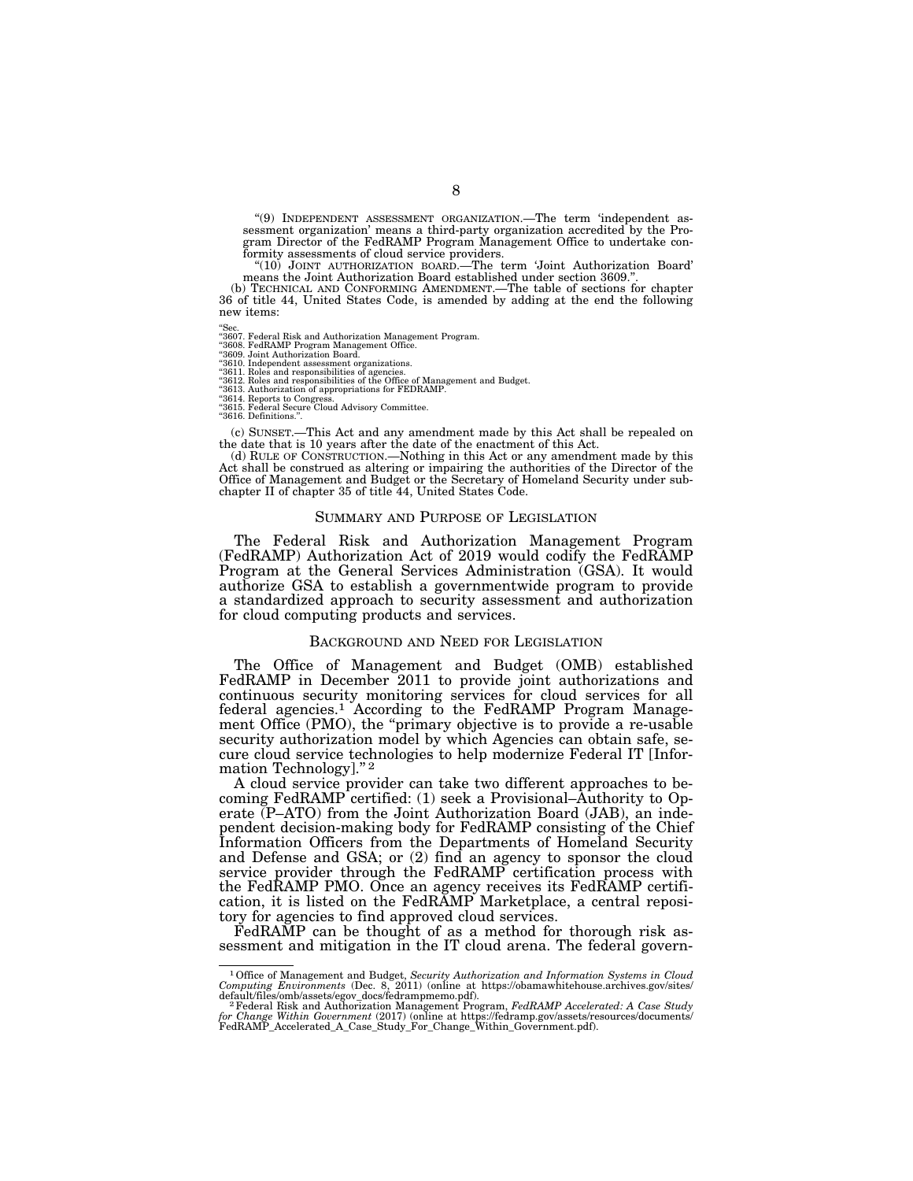"(9) INDEPENDENT ASSESSMENT ORGANIZATION.—The term 'independent assessment organization' means a third-party organization accredited by the Program Director of the FedRAMP Program Management Office to undertake conformity assessments of cloud service providers.

"(10) JOINT AUTHORIZATION BOARD.—The term 'Joint Authorization Board' means the Joint Authorization Board established under section 3609.".

(b) TECHNICAL AND CONFORMING AMENDMENT.—The table of sections for chapter 36 of title 44, United States Code, is amended by adding at the end the following new items:

"Sec.
"3607. Federal Risk and Authorization Management Program.
"3608. FedRAMP Program Management Office.
"3609. Joint Authorization Board.
"3610. Independent assessment organizations.
"3611. Roles and responsibilities of agencies.
"3612. Roles and responsibilities of the Office of Management and Budget.
"3613. Authorization of appropriations for FEDRAMP.
"3614. Reports to Congress.
"3615. Federal Secure Cloud Advisory Committee.
"3616. Definitions.".

(c) SUNSET.—This Act and any amendment made by this Act shall be repealed on the date that is 10 years after the date of the enactment of this Act.

(d) RULE OF CONSTRUCTION.—Nothing in this Act or any amendment made by this Act shall be construed as altering or impairing the authorities of the Director of the Office of Management and Budget or the Secretary of Homeland Security under subchapter II of chapter 35 of title 44, United States Code.

## SUMMARY AND PURPOSE OF LEGISLATION

The Federal Risk and Authorization Management Program (FedRAMP) Authorization Act of 2019 would codify the FedRAMP Program at the General Services Administration (GSA). It would authorize GSA to establish a governmentwide program to provide a standardized approach to security assessment and authorization for cloud computing products and services.

## BACKGROUND AND NEED FOR LEGISLATION

The Office of Management and Budget (OMB) established FedRAMP in December 2011 to provide joint authorizations and continuous security monitoring services for cloud services for all federal agencies.[1] According to the FedRAMP Program Management Office (PMO), the "primary objective is to provide a re-usable security authorization model by which Agencies can obtain safe, secure cloud service technologies to help modernize Federal IT [Information Technology]."[2]

A cloud service provider can take two different approaches to becoming FedRAMP certified: (1) seek a Provisional–Authority to Operate (P–ATO) from the Joint Authorization Board (JAB), an independent decision-making body for FedRAMP consisting of the Chief Information Officers from the Departments of Homeland Security and Defense and GSA; or (2) find an agency to sponsor the cloud service provider through the FedRAMP certification process with the FedRAMP PMO. Once an agency receives its FedRAMP certification, it is listed on the FedRAMP Marketplace, a central repository for agencies to find approved cloud services.

FedRAMP can be thought of as a method for thorough risk assessment and mitigation in the IT cloud arena. The federal govern-

---

[1] Office of Management and Budget, *Security Authorization and Information Systems in Cloud Computing Environments* (Dec. 8, 2011) (online at https://obamawhitehouse.archives.gov/sites/default/files/omb/assets/egov_docs/fedrampmemo.pdf).

[2] Federal Risk and Authorization Management Program, *FedRAMP Accelerated: A Case Study for Change Within Government* (2017) (online at https://fedramp.gov/assets/resources/documents/FedRAMP_Accelerated_A_Case_Study_For_Change_Within_Government.pdf).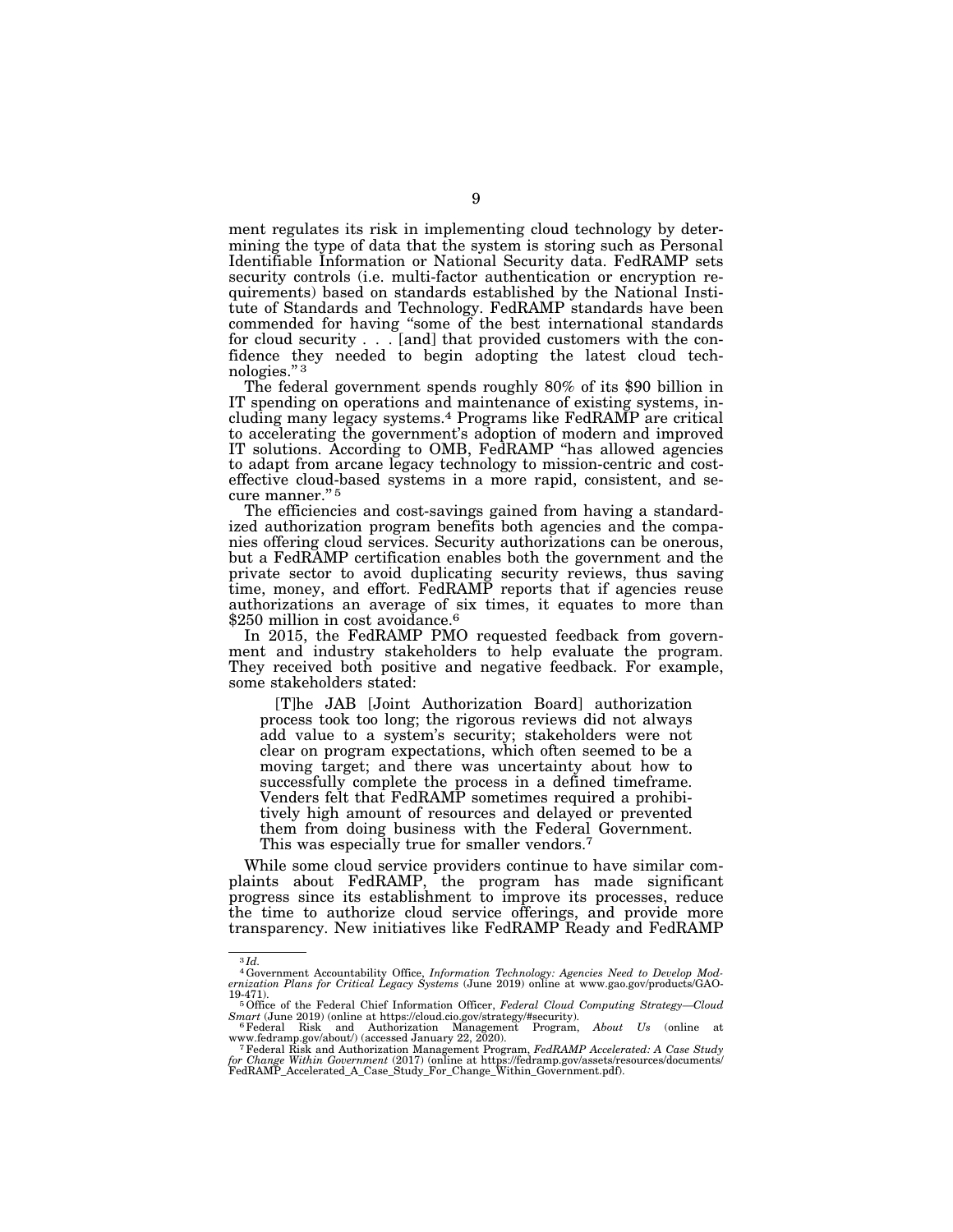ment regulates its risk in implementing cloud technology by determining the type of data that the system is storing such as Personal Identifiable Information or National Security data. FedRAMP sets security controls (i.e. multi-factor authentication or encryption requirements) based on standards established by the National Institute of Standards and Technology. FedRAMP standards have been commended for having "some of the best international standards for cloud security . . . [and] that provided customers with the confidence they needed to begin adopting the latest cloud technologies."[3]

The federal government spends roughly 80% of its $90 billion in IT spending on operations and maintenance of existing systems, including many legacy systems.[4] Programs like FedRAMP are critical to accelerating the government's adoption of modern and improved IT solutions. According to OMB, FedRAMP "has allowed agencies to adapt from arcane legacy technology to mission-centric and cost-effective cloud-based systems in a more rapid, consistent, and secure manner."[5]

The efficiencies and cost-savings gained from having a standardized authorization program benefits both agencies and the companies offering cloud services. Security authorizations can be onerous, but a FedRAMP certification enables both the government and the private sector to avoid duplicating security reviews, thus saving time, money, and effort. FedRAMP reports that if agencies reuse authorizations an average of six times, it equates to more than $250 million in cost avoidance.[6]

In 2015, the FedRAMP PMO requested feedback from government and industry stakeholders to help evaluate the program. They received both positive and negative feedback. For example, some stakeholders stated:

> [T]he JAB [Joint Authorization Board] authorization process took too long; the rigorous reviews did not always add value to a system's security; stakeholders were not clear on program expectations, which often seemed to be a moving target; and there was uncertainty about how to successfully complete the process in a defined timeframe. Venders felt that FedRAMP sometimes required a prohibitively high amount of resources and delayed or prevented them from doing business with the Federal Government. This was especially true for smaller vendors.[7]

While some cloud service providers continue to have similar complaints about FedRAMP, the program has made significant progress since its establishment to improve its processes, reduce the time to authorize cloud service offerings, and provide more transparency. New initiatives like FedRAMP Ready and FedRAMP

---

[3] *Id.*

[4] Government Accountability Office, *Information Technology: Agencies Need to Develop Modernization Plans for Critical Legacy Systems* (June 2019) online at www.gao.gov/products/GAO-19-471).

[5] Office of the Federal Chief Information Officer, *Federal Cloud Computing Strategy—Cloud Smart* (June 2019) (online at https://cloud.cio.gov/strategy/#security).

[6] Federal Risk and Authorization Management Program, *About Us* (online at www.fedramp.gov/about/) (accessed January 22, 2020).

[7] Federal Risk and Authorization Management Program, *FedRAMP Accelerated: A Case Study for Change Within Government* (2017) (online at https://fedramp.gov/assets/resources/documents/FedRAMP_Accelerated_A_Case_Study_For_Change_Within_Government.pdf).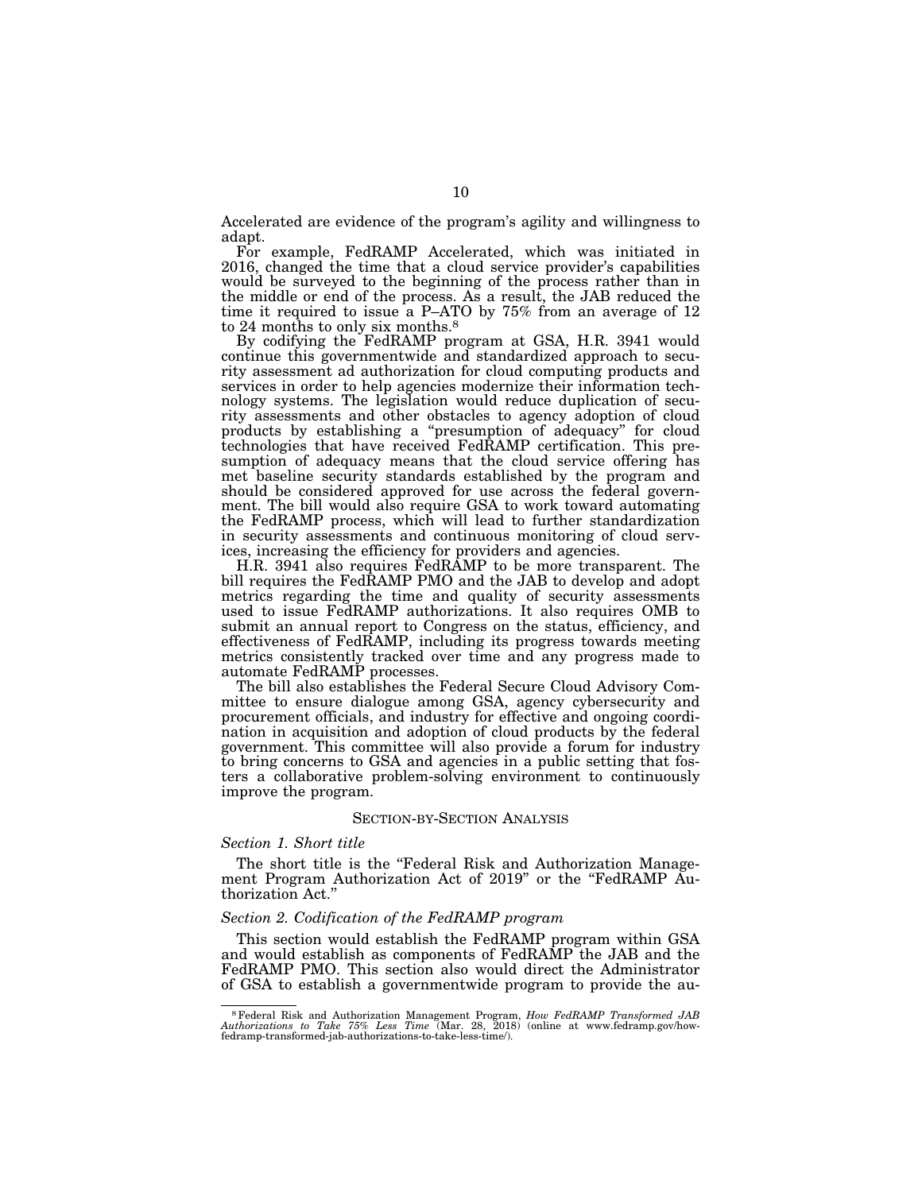Accelerated are evidence of the program's agility and willingness to adapt.

For example, FedRAMP Accelerated, which was initiated in 2016, changed the time that a cloud service provider's capabilities would be surveyed to the beginning of the process rather than in the middle or end of the process. As a result, the JAB reduced the time it required to issue a P–ATO by 75% from an average of 12 to 24 months to only six months.[8]

By codifying the FedRAMP program at GSA, H.R. 3941 would continue this governmentwide and standardized approach to security assessment ad authorization for cloud computing products and services in order to help agencies modernize their information technology systems. The legislation would reduce duplication of security assessments and other obstacles to agency adoption of cloud products by establishing a "presumption of adequacy" for cloud technologies that have received FedRAMP certification. This presumption of adequacy means that the cloud service offering has met baseline security standards established by the program and should be considered approved for use across the federal government. The bill would also require GSA to work toward automating the FedRAMP process, which will lead to further standardization in security assessments and continuous monitoring of cloud services, increasing the efficiency for providers and agencies.

H.R. 3941 also requires FedRAMP to be more transparent. The bill requires the FedRAMP PMO and the JAB to develop and adopt metrics regarding the time and quality of security assessments used to issue FedRAMP authorizations. It also requires OMB to submit an annual report to Congress on the status, efficiency, and effectiveness of FedRAMP, including its progress towards meeting metrics consistently tracked over time and any progress made to automate FedRAMP processes.

The bill also establishes the Federal Secure Cloud Advisory Committee to ensure dialogue among GSA, agency cybersecurity and procurement officials, and industry for effective and ongoing coordination in acquisition and adoption of cloud products by the federal government. This committee will also provide a forum for industry to bring concerns to GSA and agencies in a public setting that fosters a collaborative problem-solving environment to continuously improve the program.

## SECTION-BY-SECTION ANALYSIS

### *Section 1. Short title*

The short title is the "Federal Risk and Authorization Management Program Authorization Act of 2019" or the "FedRAMP Authorization Act."

### *Section 2. Codification of the FedRAMP program*

This section would establish the FedRAMP program within GSA and would establish as components of FedRAMP the JAB and the FedRAMP PMO. This section also would direct the Administrator of GSA to establish a governmentwide program to provide the au-

---

[8] Federal Risk and Authorization Management Program, *How FedRAMP Transformed JAB Authorizations to Take 75% Less Time* (Mar. 28, 2018) (online at www.fedramp.gov/how-fedramp-transformed-jab-authorizations-to-take-less-time/).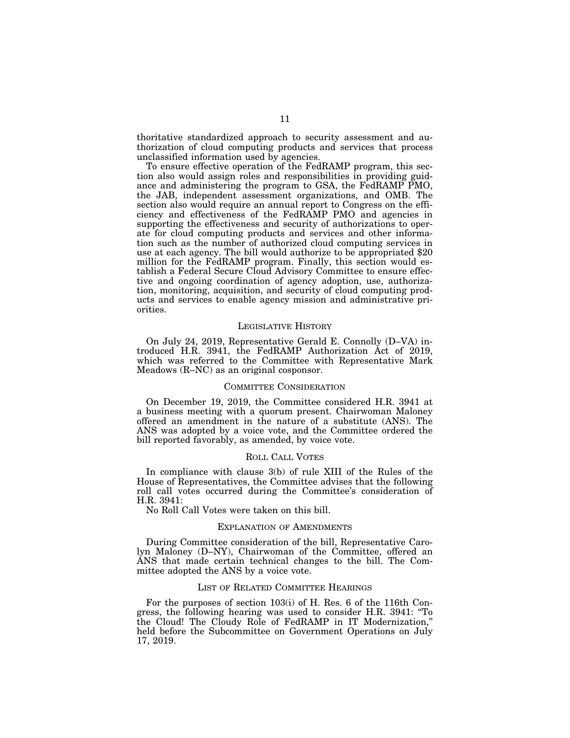thoritative standardized approach to security assessment and authorization of cloud computing products and services that process unclassified information used by agencies.

To ensure effective operation of the FedRAMP program, this section also would assign roles and responsibilities in providing guidance and administering the program to GSA, the FedRAMP PMO, the JAB, independent assessment organizations, and OMB. The section also would require an annual report to Congress on the efficiency and effectiveness of the FedRAMP PMO and agencies in supporting the effectiveness and security of authorizations to operate for cloud computing products and services and other information such as the number of authorized cloud computing services in use at each agency. The bill would authorize to be appropriated $20 million for the FedRAMP program. Finally, this section would establish a Federal Secure Cloud Advisory Committee to ensure effective and ongoing coordination of agency adoption, use, authorization, monitoring, acquisition, and security of cloud computing products and services to enable agency mission and administrative priorities.

## LEGISLATIVE HISTORY

On July 24, 2019, Representative Gerald E. Connolly (D–VA) introduced H.R. 3941, the FedRAMP Authorization Act of 2019, which was referred to the Committee with Representative Mark Meadows (R–NC) as an original cosponsor.

## COMMITTEE CONSIDERATION

On December 19, 2019, the Committee considered H.R. 3941 at a business meeting with a quorum present. Chairwoman Maloney offered an amendment in the nature of a substitute (ANS). The ANS was adopted by a voice vote, and the Committee ordered the bill reported favorably, as amended, by voice vote.

## ROLL CALL VOTES

In compliance with clause 3(b) of rule XIII of the Rules of the House of Representatives, the Committee advises that the following roll call votes occurred during the Committee's consideration of H.R. 3941:

No Roll Call Votes were taken on this bill.

## EXPLANATION OF AMENDMENTS

During Committee consideration of the bill, Representative Carolyn Maloney (D–NY), Chairwoman of the Committee, offered an ANS that made certain technical changes to the bill. The Committee adopted the ANS by a voice vote.

## LIST OF RELATED COMMITTEE HEARINGS

For the purposes of section 103(i) of H. Res. 6 of the 116th Congress, the following hearing was used to consider H.R. 3941: "To the Cloud! The Cloudy Role of FedRAMP in IT Modernization," held before the Subcommittee on Government Operations on July 17, 2019.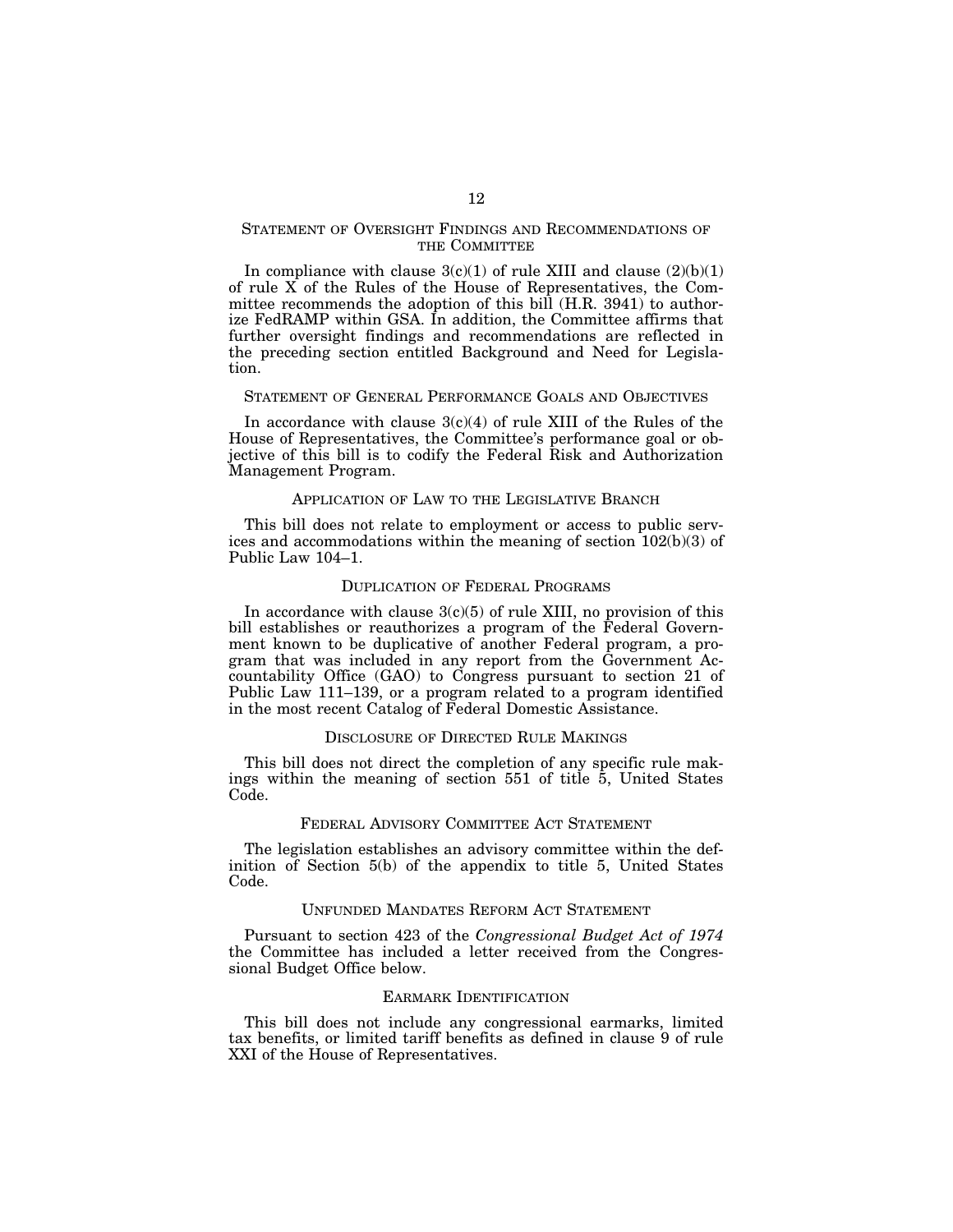## Statement of Oversight Findings and Recommendations of the Committee

In compliance with clause 3(c)(1) of rule XIII and clause (2)(b)(1) of rule X of the Rules of the House of Representatives, the Committee recommends the adoption of this bill (H.R. 3941) to authorize FedRAMP within GSA. In addition, the Committee affirms that further oversight findings and recommendations are reflected in the preceding section entitled Background and Need for Legislation.

## Statement of General Performance Goals and Objectives

In accordance with clause 3(c)(4) of rule XIII of the Rules of the House of Representatives, the Committee's performance goal or objective of this bill is to codify the Federal Risk and Authorization Management Program.

## Application of Law to the Legislative Branch

This bill does not relate to employment or access to public services and accommodations within the meaning of section 102(b)(3) of Public Law 104–1.

## Duplication of Federal Programs

In accordance with clause 3(c)(5) of rule XIII, no provision of this bill establishes or reauthorizes a program of the Federal Government known to be duplicative of another Federal program, a program that was included in any report from the Government Accountability Office (GAO) to Congress pursuant to section 21 of Public Law 111–139, or a program related to a program identified in the most recent Catalog of Federal Domestic Assistance.

## Disclosure of Directed Rule Makings

This bill does not direct the completion of any specific rule makings within the meaning of section 551 of title 5, United States Code.

## Federal Advisory Committee Act Statement

The legislation establishes an advisory committee within the definition of Section 5(b) of the appendix to title 5, United States Code.

## Unfunded Mandates Reform Act Statement

Pursuant to section 423 of the *Congressional Budget Act of 1974* the Committee has included a letter received from the Congressional Budget Office below.

## Earmark Identification

This bill does not include any congressional earmarks, limited tax benefits, or limited tariff benefits as defined in clause 9 of rule XXI of the House of Representatives.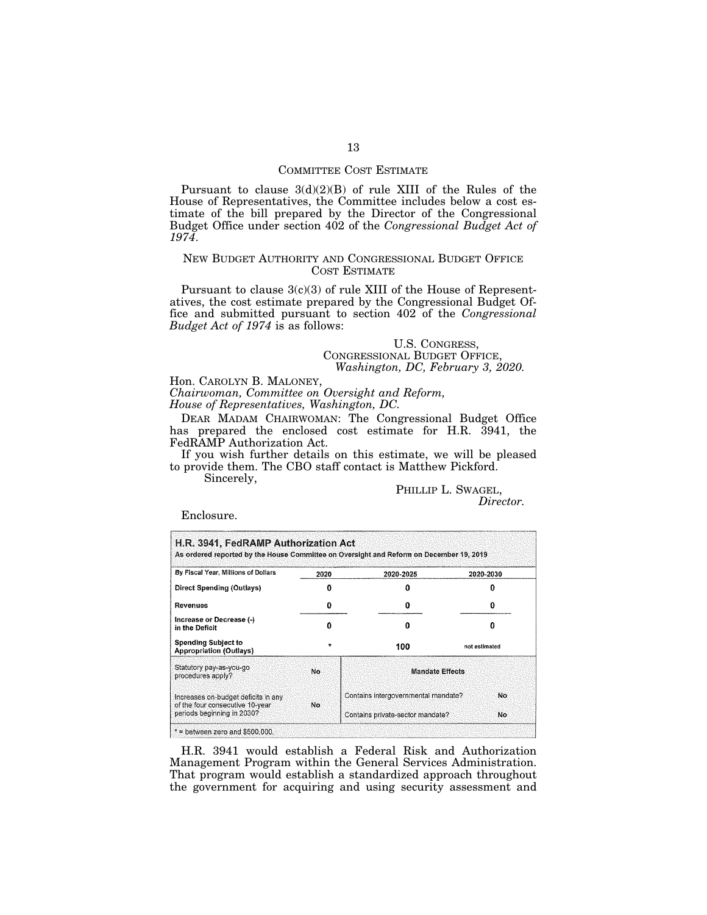## COMMITTEE COST ESTIMATE

Pursuant to clause 3(d)(2)(B) of rule XIII of the Rules of the House of Representatives, the Committee includes below a cost estimate of the bill prepared by the Director of the Congressional Budget Office under section 402 of the *Congressional Budget Act of 1974*.

## NEW BUDGET AUTHORITY AND CONGRESSIONAL BUDGET OFFICE COST ESTIMATE

Pursuant to clause 3(c)(3) of rule XIII of the House of Representatives, the cost estimate prepared by the Congressional Budget Office and submitted pursuant to section 402 of the *Congressional Budget Act of 1974* is as follows:

U.S. CONGRESS,
CONGRESSIONAL BUDGET OFFICE,
*Washington, DC, February 3, 2020.*

Hon. CAROLYN B. MALONEY,
*Chairwoman, Committee on Oversight and Reform,*
*House of Representatives, Washington, DC.*

DEAR MADAM CHAIRWOMAN: The Congressional Budget Office has prepared the enclosed cost estimate for H.R. 3941, the FedRAMP Authorization Act.

If you wish further details on this estimate, we will be pleased to provide them. The CBO staff contact is Matthew Pickford.

Sincerely,

PHILLIP L. SWAGEL,
*Director.*

Enclosure.

**H.R. 3941, FedRAMP Authorization Act**
As ordered reported by the House Committee on Oversight and Reform on December 19, 2019

| By Fiscal Year, Millions of Dollars | 2020 | 2020-2025 | 2020-2030 |
|---|---|---|---|
| **Direct Spending (Outlays)** | 0 | 0 | 0 |
| **Revenues** | 0 | 0 | 0 |
| **Increase or Decrease (-) in the Deficit** | 0 | 0 | 0 |
| **Spending Subject to Appropriation (Outlays)** | * | 100 | not estimated |

| Statutory pay-as-you-go procedures apply? | No | **Mandate Effects** | |
|---|---|---|---|
| Increases on-budget deficits in any of the four consecutive 10-year periods beginning in 2030? | No | Contains intergovernmental mandate? | No |
| | | Contains private-sector mandate? | No |

\* = between zero and $500,000.

H.R. 3941 would establish a Federal Risk and Authorization Management Program within the General Services Administration. That program would establish a standardized approach throughout the government for acquiring and using security assessment and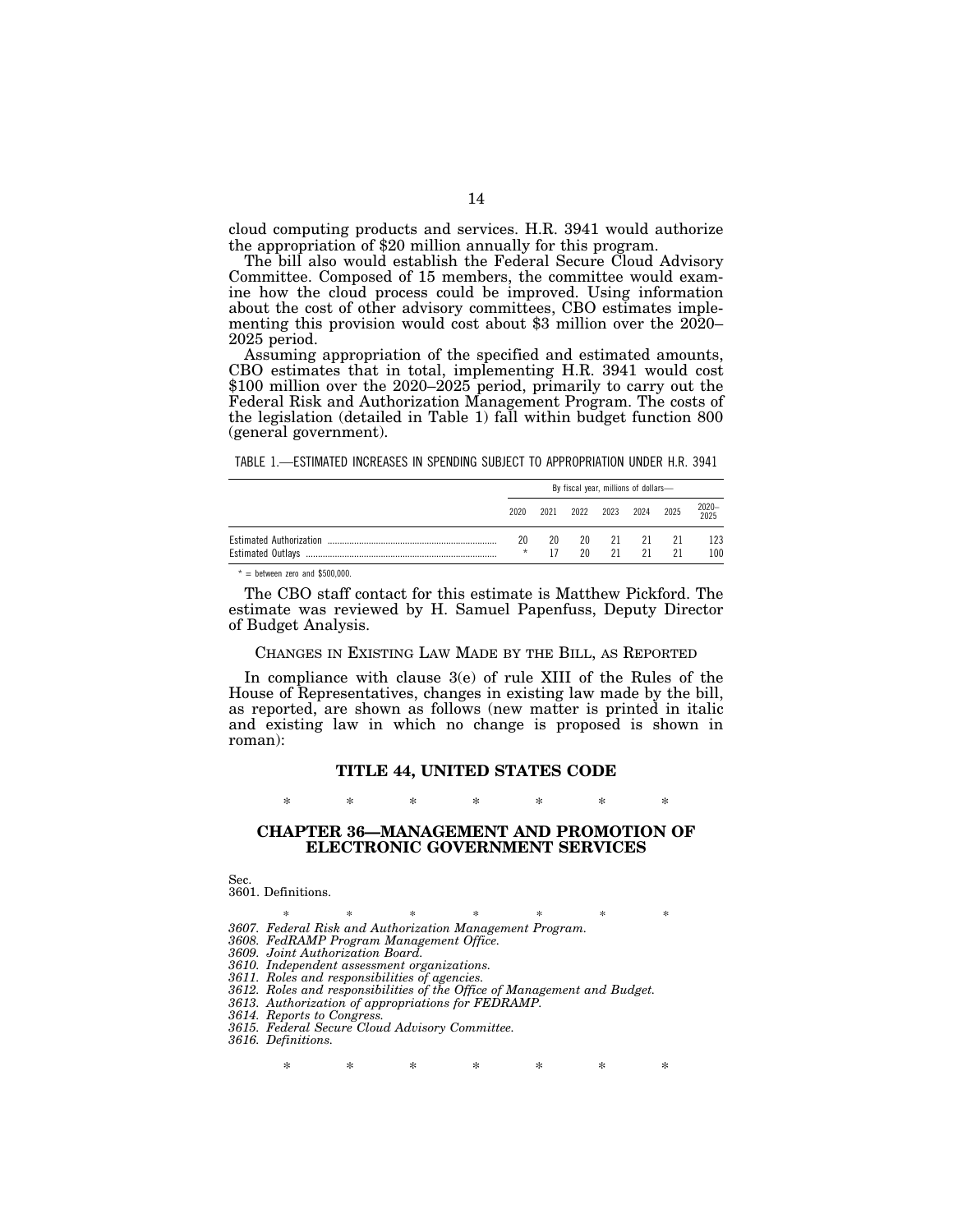cloud computing products and services. H.R. 3941 would authorize the appropriation of $20 million annually for this program.

The bill also would establish the Federal Secure Cloud Advisory Committee. Composed of 15 members, the committee would examine how the cloud process could be improved. Using information about the cost of other advisory committees, CBO estimates implementing this provision would cost about $3 million over the 2020–2025 period.

Assuming appropriation of the specified and estimated amounts, CBO estimates that in total, implementing H.R. 3941 would cost $100 million over the 2020–2025 period, primarily to carry out the Federal Risk and Authorization Management Program. The costs of the legislation (detailed in Table 1) fall within budget function 800 (general government).

TABLE 1.—ESTIMATED INCREASES IN SPENDING SUBJECT TO APPROPRIATION UNDER H.R. 3941

| | By fiscal year, millions of dollars— | | | | | | |
|---|---|---|---|---|---|---|---|
| | 2020 | 2021 | 2022 | 2023 | 2024 | 2025 | 2020–2025 |
| Estimated Authorization | 20 | 20 | 20 | 21 | 21 | 21 | 123 |
| Estimated Outlays | * | 17 | 20 | 21 | 21 | 21 | 100 |

* = between zero and $500,000.

The CBO staff contact for this estimate is Matthew Pickford. The estimate was reviewed by H. Samuel Papenfuss, Deputy Director of Budget Analysis.

## CHANGES IN EXISTING LAW MADE BY THE BILL, AS REPORTED

In compliance with clause 3(e) of rule XIII of the Rules of the House of Representatives, changes in existing law made by the bill, as reported, are shown as follows (new matter is printed in italic and existing law in which no change is proposed is shown in roman):

## TITLE 44, UNITED STATES CODE

\* \* \* \* \* \* \*

## CHAPTER 36—MANAGEMENT AND PROMOTION OF ELECTRONIC GOVERNMENT SERVICES

Sec.
3601. Definitions.

\* \* \* \* \* \* \*

*3607. Federal Risk and Authorization Management Program.*
*3608. FedRAMP Program Management Office.*
*3609. Joint Authorization Board.*
*3610. Independent assessment organizations.*
*3611. Roles and responsibilities of agencies.*
*3612. Roles and responsibilities of the Office of Management and Budget.*
*3613. Authorization of appropriations for FEDRAMP.*
*3614. Reports to Congress.*
*3615. Federal Secure Cloud Advisory Committee.*
*3616. Definitions.*

\* \* \* \* \* \* \*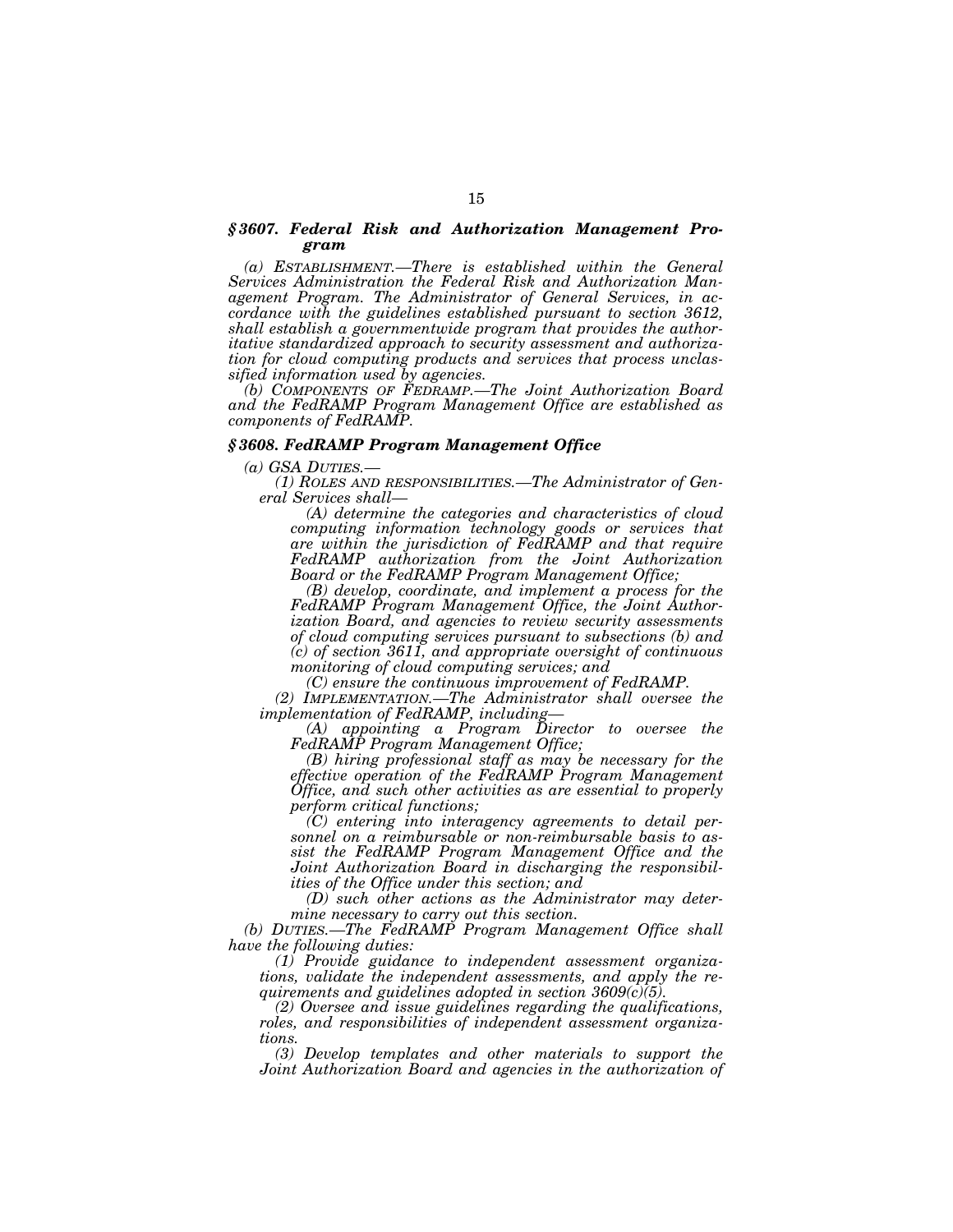### *§ 3607. Federal Risk and Authorization Management Program*

*(a) ESTABLISHMENT.—There is established within the General Services Administration the Federal Risk and Authorization Management Program. The Administrator of General Services, in accordance with the guidelines established pursuant to section 3612, shall establish a governmentwide program that provides the authoritative standardized approach to security assessment and authorization for cloud computing products and services that process unclassified information used by agencies.*

*(b) COMPONENTS OF FEDRAMP.—The Joint Authorization Board and the FedRAMP Program Management Office are established as components of FedRAMP.*

### *§ 3608. FedRAMP Program Management Office*

*(a) GSA DUTIES.—*

*(1) ROLES AND RESPONSIBILITIES.—The Administrator of General Services shall—*

*(A) determine the categories and characteristics of cloud computing information technology goods or services that are within the jurisdiction of FedRAMP and that require FedRAMP authorization from the Joint Authorization Board or the FedRAMP Program Management Office;*

*(B) develop, coordinate, and implement a process for the FedRAMP Program Management Office, the Joint Authorization Board, and agencies to review security assessments of cloud computing services pursuant to subsections (b) and (c) of section 3611, and appropriate oversight of continuous monitoring of cloud computing services; and*

*(C) ensure the continuous improvement of FedRAMP.*

*(2) IMPLEMENTATION.—The Administrator shall oversee the implementation of FedRAMP, including—*

*(A) appointing a Program Director to oversee the FedRAMP Program Management Office;*

*(B) hiring professional staff as may be necessary for the effective operation of the FedRAMP Program Management Office, and such other activities as are essential to properly perform critical functions;*

*(C) entering into interagency agreements to detail personnel on a reimbursable or non-reimbursable basis to assist the FedRAMP Program Management Office and the Joint Authorization Board in discharging the responsibilities of the Office under this section; and*

*(D) such other actions as the Administrator may determine necessary to carry out this section.*

*(b) DUTIES.—The FedRAMP Program Management Office shall have the following duties:*

*(1) Provide guidance to independent assessment organizations, validate the independent assessments, and apply the requirements and guidelines adopted in section 3609(c)(5).*

*(2) Oversee and issue guidelines regarding the qualifications, roles, and responsibilities of independent assessment organizations.*

*(3) Develop templates and other materials to support the Joint Authorization Board and agencies in the authorization of*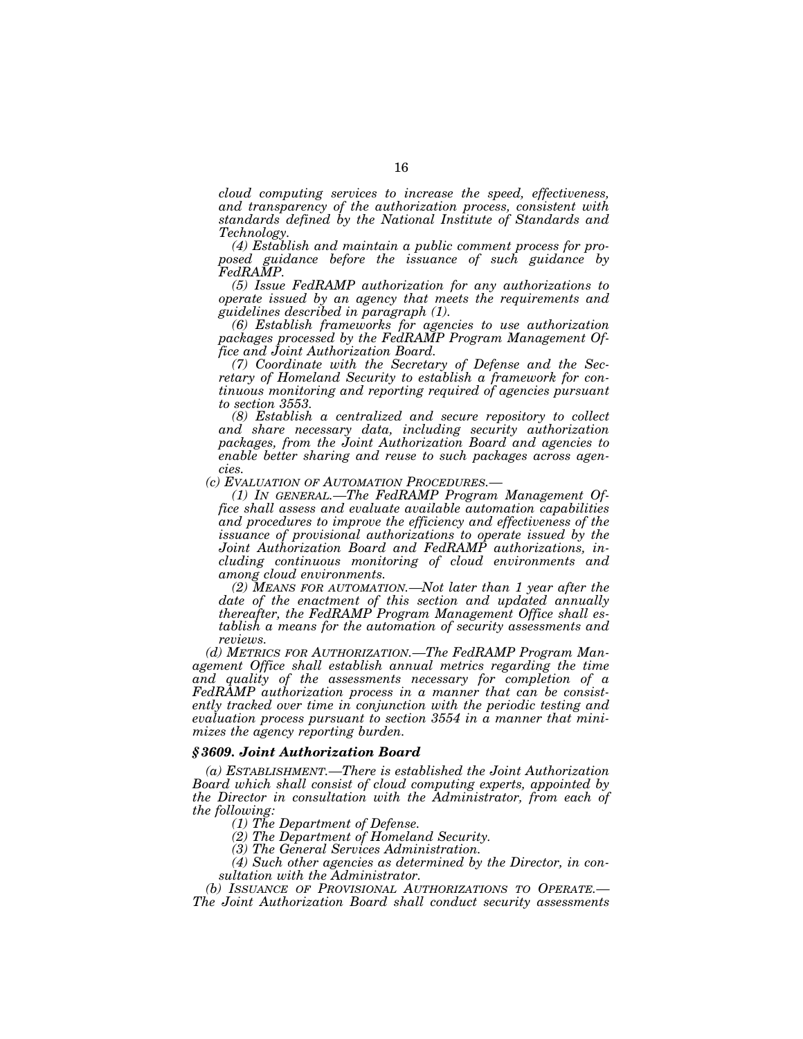*cloud computing services to increase the speed, effectiveness, and transparency of the authorization process, consistent with standards defined by the National Institute of Standards and Technology.*

*(4) Establish and maintain a public comment process for proposed guidance before the issuance of such guidance by FedRAMP.*

*(5) Issue FedRAMP authorization for any authorizations to operate issued by an agency that meets the requirements and guidelines described in paragraph (1).*

*(6) Establish frameworks for agencies to use authorization packages processed by the FedRAMP Program Management Office and Joint Authorization Board.*

*(7) Coordinate with the Secretary of Defense and the Secretary of Homeland Security to establish a framework for continuous monitoring and reporting required of agencies pursuant to section 3553.*

*(8) Establish a centralized and secure repository to collect and share necessary data, including security authorization packages, from the Joint Authorization Board and agencies to enable better sharing and reuse to such packages across agencies.*

*(c) EVALUATION OF AUTOMATION PROCEDURES.—*

*(1) IN GENERAL.—The FedRAMP Program Management Office shall assess and evaluate available automation capabilities and procedures to improve the efficiency and effectiveness of the issuance of provisional authorizations to operate issued by the Joint Authorization Board and FedRAMP authorizations, including continuous monitoring of cloud environments and among cloud environments.*

*(2) MEANS FOR AUTOMATION.—Not later than 1 year after the date of the enactment of this section and updated annually thereafter, the FedRAMP Program Management Office shall establish a means for the automation of security assessments and reviews.*

*(d) METRICS FOR AUTHORIZATION.—The FedRAMP Program Management Office shall establish annual metrics regarding the time and quality of the assessments necessary for completion of a FedRAMP authorization process in a manner that can be consistently tracked over time in conjunction with the periodic testing and evaluation process pursuant to section 3554 in a manner that minimizes the agency reporting burden.*

### *§3609. Joint Authorization Board*

*(a) ESTABLISHMENT.—There is established the Joint Authorization Board which shall consist of cloud computing experts, appointed by the Director in consultation with the Administrator, from each of the following:*

*(1) The Department of Defense.*

*(2) The Department of Homeland Security.*

*(3) The General Services Administration.*

*(4) Such other agencies as determined by the Director, in consultation with the Administrator.*

*(b) ISSUANCE OF PROVISIONAL AUTHORIZATIONS TO OPERATE.— The Joint Authorization Board shall conduct security assessments*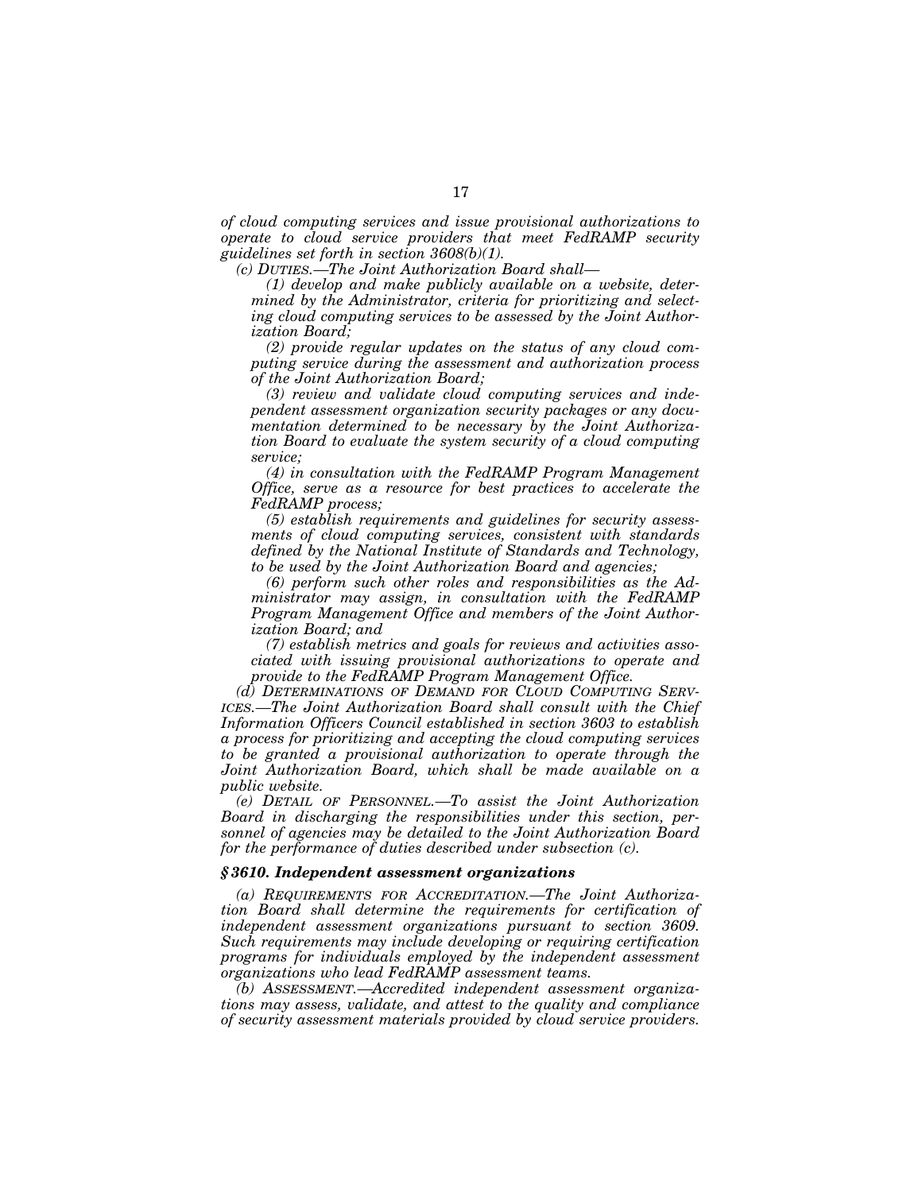*of cloud computing services and issue provisional authorizations to operate to cloud service providers that meet FedRAMP security guidelines set forth in section 3608(b)(1).*

*(c) DUTIES.—The Joint Authorization Board shall—*

*(1) develop and make publicly available on a website, determined by the Administrator, criteria for prioritizing and selecting cloud computing services to be assessed by the Joint Authorization Board;*

*(2) provide regular updates on the status of any cloud computing service during the assessment and authorization process of the Joint Authorization Board;*

*(3) review and validate cloud computing services and independent assessment organization security packages or any documentation determined to be necessary by the Joint Authorization Board to evaluate the system security of a cloud computing service;*

*(4) in consultation with the FedRAMP Program Management Office, serve as a resource for best practices to accelerate the FedRAMP process;*

*(5) establish requirements and guidelines for security assessments of cloud computing services, consistent with standards defined by the National Institute of Standards and Technology, to be used by the Joint Authorization Board and agencies;*

*(6) perform such other roles and responsibilities as the Administrator may assign, in consultation with the FedRAMP Program Management Office and members of the Joint Authorization Board; and*

*(7) establish metrics and goals for reviews and activities associated with issuing provisional authorizations to operate and provide to the FedRAMP Program Management Office.*

*(d) DETERMINATIONS OF DEMAND FOR CLOUD COMPUTING SERVICES.—The Joint Authorization Board shall consult with the Chief Information Officers Council established in section 3603 to establish a process for prioritizing and accepting the cloud computing services to be granted a provisional authorization to operate through the Joint Authorization Board, which shall be made available on a public website.*

*(e) DETAIL OF PERSONNEL.—To assist the Joint Authorization Board in discharging the responsibilities under this section, personnel of agencies may be detailed to the Joint Authorization Board for the performance of duties described under subsection (c).*

### *§ 3610. Independent assessment organizations*

*(a) REQUIREMENTS FOR ACCREDITATION.—The Joint Authorization Board shall determine the requirements for certification of independent assessment organizations pursuant to section 3609. Such requirements may include developing or requiring certification programs for individuals employed by the independent assessment organizations who lead FedRAMP assessment teams.*

*(b) ASSESSMENT.—Accredited independent assessment organizations may assess, validate, and attest to the quality and compliance of security assessment materials provided by cloud service providers.*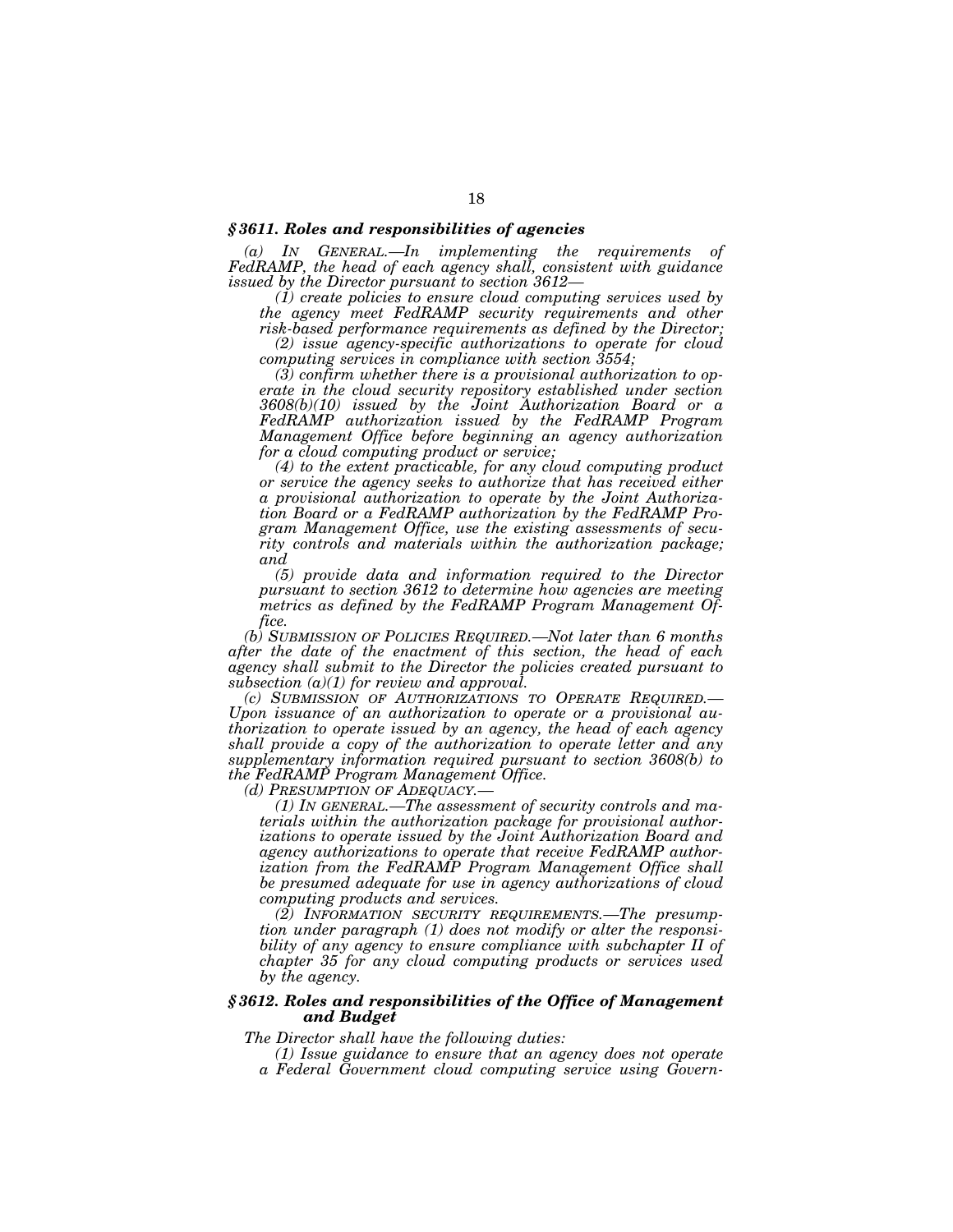### *§ 3611. Roles and responsibilities of agencies*

*(a) IN GENERAL.—In implementing the requirements of FedRAMP, the head of each agency shall, consistent with guidance issued by the Director pursuant to section 3612—*

*(1) create policies to ensure cloud computing services used by the agency meet FedRAMP security requirements and other risk-based performance requirements as defined by the Director;*

*(2) issue agency-specific authorizations to operate for cloud computing services in compliance with section 3554;*

*(3) confirm whether there is a provisional authorization to operate in the cloud security repository established under section 3608(b)(10) issued by the Joint Authorization Board or a FedRAMP authorization issued by the FedRAMP Program Management Office before beginning an agency authorization for a cloud computing product or service;*

*(4) to the extent practicable, for any cloud computing product or service the agency seeks to authorize that has received either a provisional authorization to operate by the Joint Authorization Board or a FedRAMP authorization by the FedRAMP Program Management Office, use the existing assessments of security controls and materials within the authorization package; and*

*(5) provide data and information required to the Director pursuant to section 3612 to determine how agencies are meeting metrics as defined by the FedRAMP Program Management Office.*

*(b) SUBMISSION OF POLICIES REQUIRED.—Not later than 6 months after the date of the enactment of this section, the head of each agency shall submit to the Director the policies created pursuant to subsection (a)(1) for review and approval.*

*(c) SUBMISSION OF AUTHORIZATIONS TO OPERATE REQUIRED.—Upon issuance of an authorization to operate or a provisional authorization to operate issued by an agency, the head of each agency shall provide a copy of the authorization to operate letter and any supplementary information required pursuant to section 3608(b) to the FedRAMP Program Management Office.*

*(d) PRESUMPTION OF ADEQUACY.—*

*(1) IN GENERAL.—The assessment of security controls and materials within the authorization package for provisional authorizations to operate issued by the Joint Authorization Board and agency authorizations to operate that receive FedRAMP authorization from the FedRAMP Program Management Office shall be presumed adequate for use in agency authorizations of cloud computing products and services.*

*(2) INFORMATION SECURITY REQUIREMENTS.—The presumption under paragraph (1) does not modify or alter the responsibility of any agency to ensure compliance with subchapter II of chapter 35 for any cloud computing products or services used by the agency.*

### *§ 3612. Roles and responsibilities of the Office of Management and Budget*

*The Director shall have the following duties:*

*(1) Issue guidance to ensure that an agency does not operate a Federal Government cloud computing service using Govern-*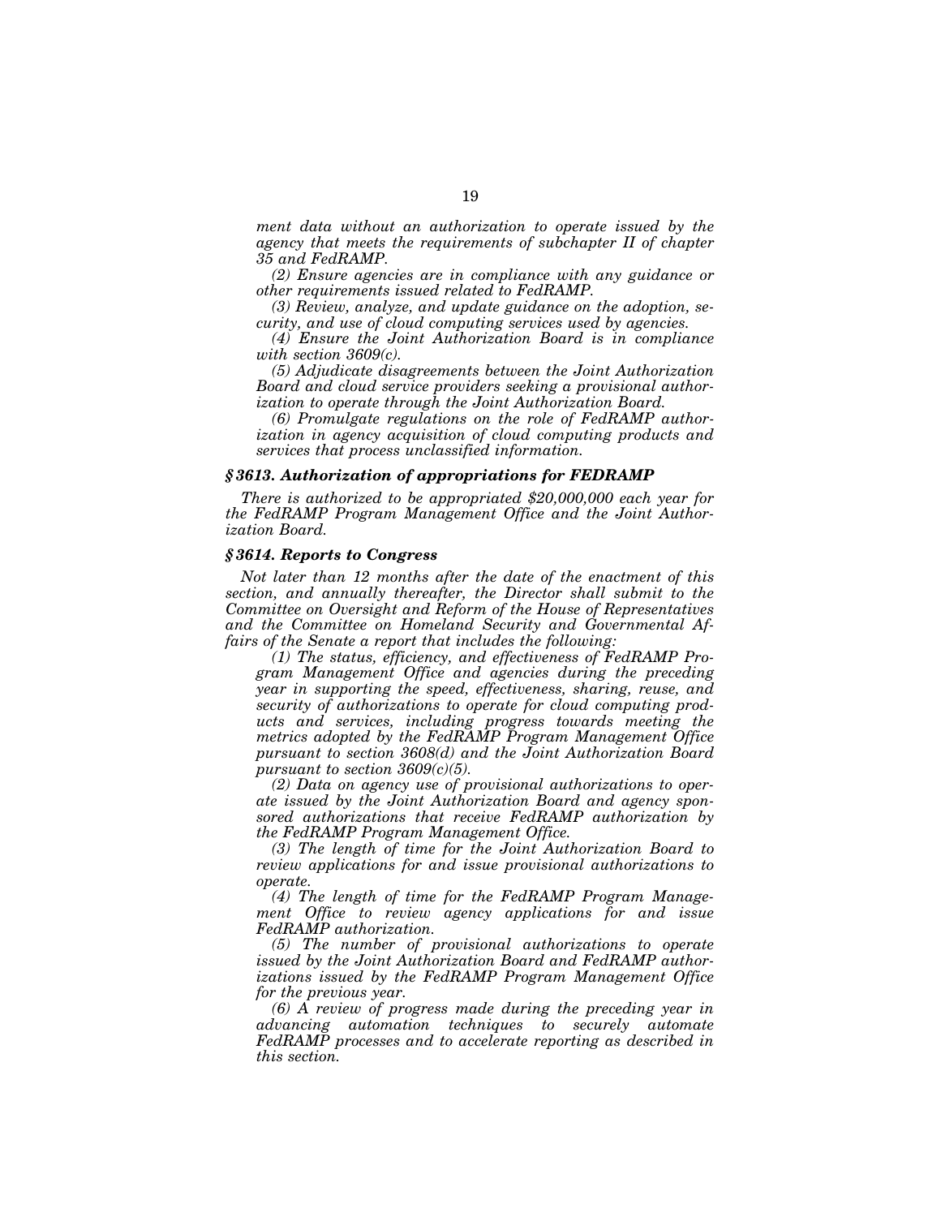*ment data without an authorization to operate issued by the agency that meets the requirements of subchapter II of chapter 35 and FedRAMP.*

*(2) Ensure agencies are in compliance with any guidance or other requirements issued related to FedRAMP.*

*(3) Review, analyze, and update guidance on the adoption, security, and use of cloud computing services used by agencies.*

*(4) Ensure the Joint Authorization Board is in compliance with section 3609(c).*

*(5) Adjudicate disagreements between the Joint Authorization Board and cloud service providers seeking a provisional authorization to operate through the Joint Authorization Board.*

*(6) Promulgate regulations on the role of FedRAMP authorization in agency acquisition of cloud computing products and services that process unclassified information.*

### *§ 3613. Authorization of appropriations for FEDRAMP*

*There is authorized to be appropriated $20,000,000 each year for the FedRAMP Program Management Office and the Joint Authorization Board.*

### *§ 3614. Reports to Congress*

*Not later than 12 months after the date of the enactment of this section, and annually thereafter, the Director shall submit to the Committee on Oversight and Reform of the House of Representatives and the Committee on Homeland Security and Governmental Affairs of the Senate a report that includes the following:*

*(1) The status, efficiency, and effectiveness of FedRAMP Program Management Office and agencies during the preceding year in supporting the speed, effectiveness, sharing, reuse, and security of authorizations to operate for cloud computing products and services, including progress towards meeting the metrics adopted by the FedRAMP Program Management Office pursuant to section 3608(d) and the Joint Authorization Board pursuant to section 3609(c)(5).*

*(2) Data on agency use of provisional authorizations to operate issued by the Joint Authorization Board and agency sponsored authorizations that receive FedRAMP authorization by the FedRAMP Program Management Office.*

*(3) The length of time for the Joint Authorization Board to review applications for and issue provisional authorizations to operate.*

*(4) The length of time for the FedRAMP Program Management Office to review agency applications for and issue FedRAMP authorization.*

*(5) The number of provisional authorizations to operate issued by the Joint Authorization Board and FedRAMP authorizations issued by the FedRAMP Program Management Office for the previous year.*

*(6) A review of progress made during the preceding year in advancing automation techniques to securely automate FedRAMP processes and to accelerate reporting as described in this section.*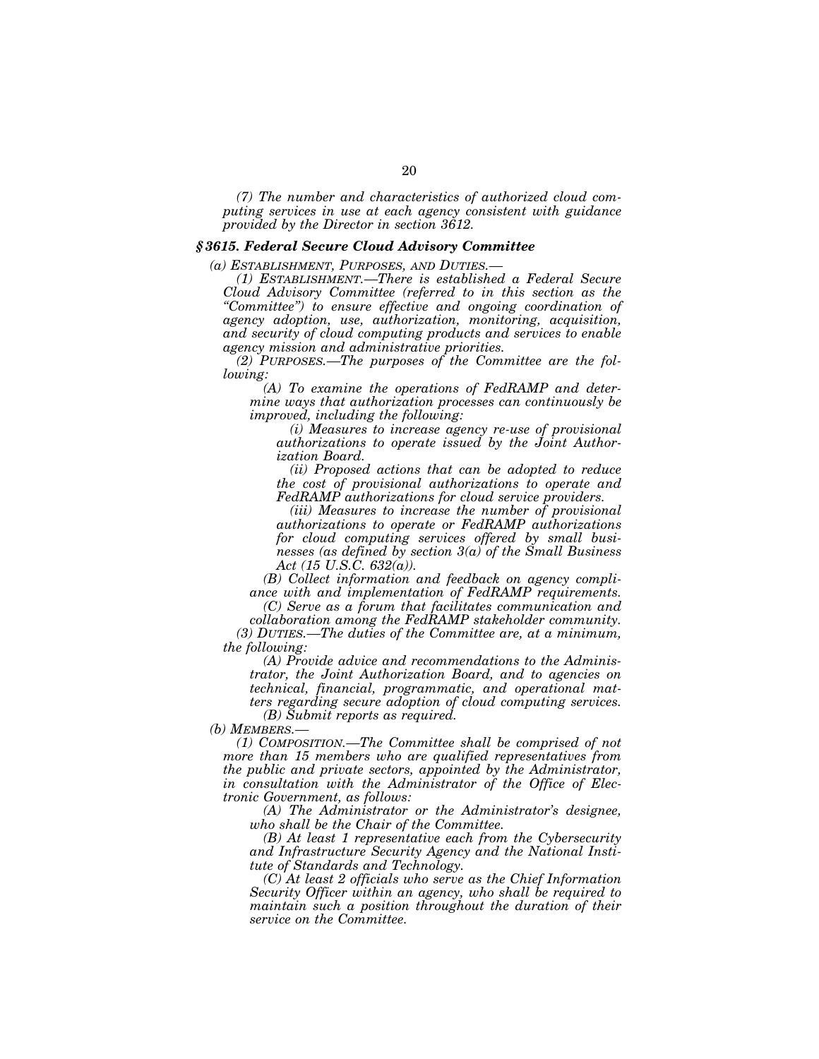*(7) The number and characteristics of authorized cloud computing services in use at each agency consistent with guidance provided by the Director in section 3612.*

### *§ 3615. Federal Secure Cloud Advisory Committee*

*(a) ESTABLISHMENT, PURPOSES, AND DUTIES.—*

*(1) ESTABLISHMENT.—There is established a Federal Secure Cloud Advisory Committee (referred to in this section as the "Committee") to ensure effective and ongoing coordination of agency adoption, use, authorization, monitoring, acquisition, and security of cloud computing products and services to enable agency mission and administrative priorities.*

*(2) PURPOSES.—The purposes of the Committee are the following:*

*(A) To examine the operations of FedRAMP and determine ways that authorization processes can continuously be improved, including the following:*

*(i) Measures to increase agency re-use of provisional authorizations to operate issued by the Joint Authorization Board.*

*(ii) Proposed actions that can be adopted to reduce the cost of provisional authorizations to operate and FedRAMP authorizations for cloud service providers.*

*(iii) Measures to increase the number of provisional authorizations to operate or FedRAMP authorizations for cloud computing services offered by small businesses (as defined by section 3(a) of the Small Business Act (15 U.S.C. 632(a)).*

*(B) Collect information and feedback on agency compliance with and implementation of FedRAMP requirements.*

*(C) Serve as a forum that facilitates communication and collaboration among the FedRAMP stakeholder community.*

*(3) DUTIES.—The duties of the Committee are, at a minimum, the following:*

*(A) Provide advice and recommendations to the Administrator, the Joint Authorization Board, and to agencies on technical, financial, programmatic, and operational matters regarding secure adoption of cloud computing services.*

*(B) Submit reports as required.*

*(b) MEMBERS.—*

*(1) COMPOSITION.—The Committee shall be comprised of not more than 15 members who are qualified representatives from the public and private sectors, appointed by the Administrator, in consultation with the Administrator of the Office of Electronic Government, as follows:*

*(A) The Administrator or the Administrator's designee, who shall be the Chair of the Committee.*

*(B) At least 1 representative each from the Cybersecurity and Infrastructure Security Agency and the National Institute of Standards and Technology.*

*(C) At least 2 officials who serve as the Chief Information Security Officer within an agency, who shall be required to maintain such a position throughout the duration of their service on the Committee.*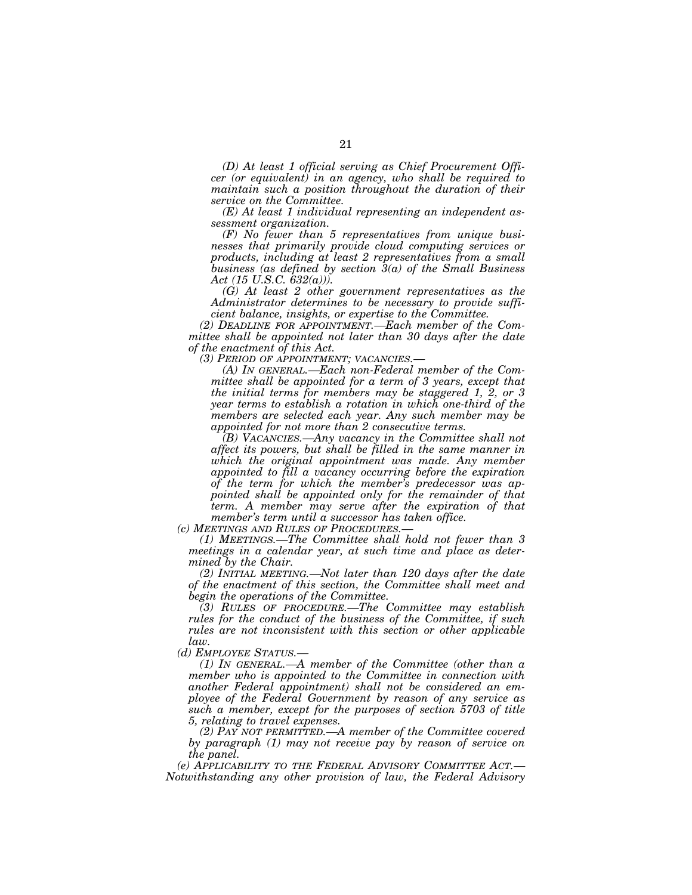*(D) At least 1 official serving as Chief Procurement Officer (or equivalent) in an agency, who shall be required to maintain such a position throughout the duration of their service on the Committee.*

*(E) At least 1 individual representing an independent assessment organization.*

*(F) No fewer than 5 representatives from unique businesses that primarily provide cloud computing services or products, including at least 2 representatives from a small business (as defined by section 3(a) of the Small Business Act (15 U.S.C. 632(a))).*

*(G) At least 2 other government representatives as the Administrator determines to be necessary to provide sufficient balance, insights, or expertise to the Committee.*

*(2) DEADLINE FOR APPOINTMENT.—Each member of the Committee shall be appointed not later than 30 days after the date of the enactment of this Act.*

*(3) PERIOD OF APPOINTMENT; VACANCIES.—*

*(A) IN GENERAL.—Each non-Federal member of the Committee shall be appointed for a term of 3 years, except that the initial terms for members may be staggered 1, 2, or 3 year terms to establish a rotation in which one-third of the members are selected each year. Any such member may be appointed for not more than 2 consecutive terms.*

*(B) VACANCIES.—Any vacancy in the Committee shall not affect its powers, but shall be filled in the same manner in which the original appointment was made. Any member appointed to fill a vacancy occurring before the expiration of the term for which the member's predecessor was appointed shall be appointed only for the remainder of that term. A member may serve after the expiration of that member's term until a successor has taken office.*

*(c) MEETINGS AND RULES OF PROCEDURES.—*

*(1) MEETINGS.—The Committee shall hold not fewer than 3 meetings in a calendar year, at such time and place as determined by the Chair.*

*(2) INITIAL MEETING.—Not later than 120 days after the date of the enactment of this section, the Committee shall meet and begin the operations of the Committee.*

*(3) RULES OF PROCEDURE.—The Committee may establish rules for the conduct of the business of the Committee, if such rules are not inconsistent with this section or other applicable law.*

*(d) EMPLOYEE STATUS.—*

*(1) IN GENERAL.—A member of the Committee (other than a member who is appointed to the Committee in connection with another Federal appointment) shall not be considered an employee of the Federal Government by reason of any service as such a member, except for the purposes of section 5703 of title 5, relating to travel expenses.*

*(2) PAY NOT PERMITTED.—A member of the Committee covered by paragraph (1) may not receive pay by reason of service on the panel.*

*(e) APPLICABILITY TO THE FEDERAL ADVISORY COMMITTEE ACT.—Notwithstanding any other provision of law, the Federal Advisory*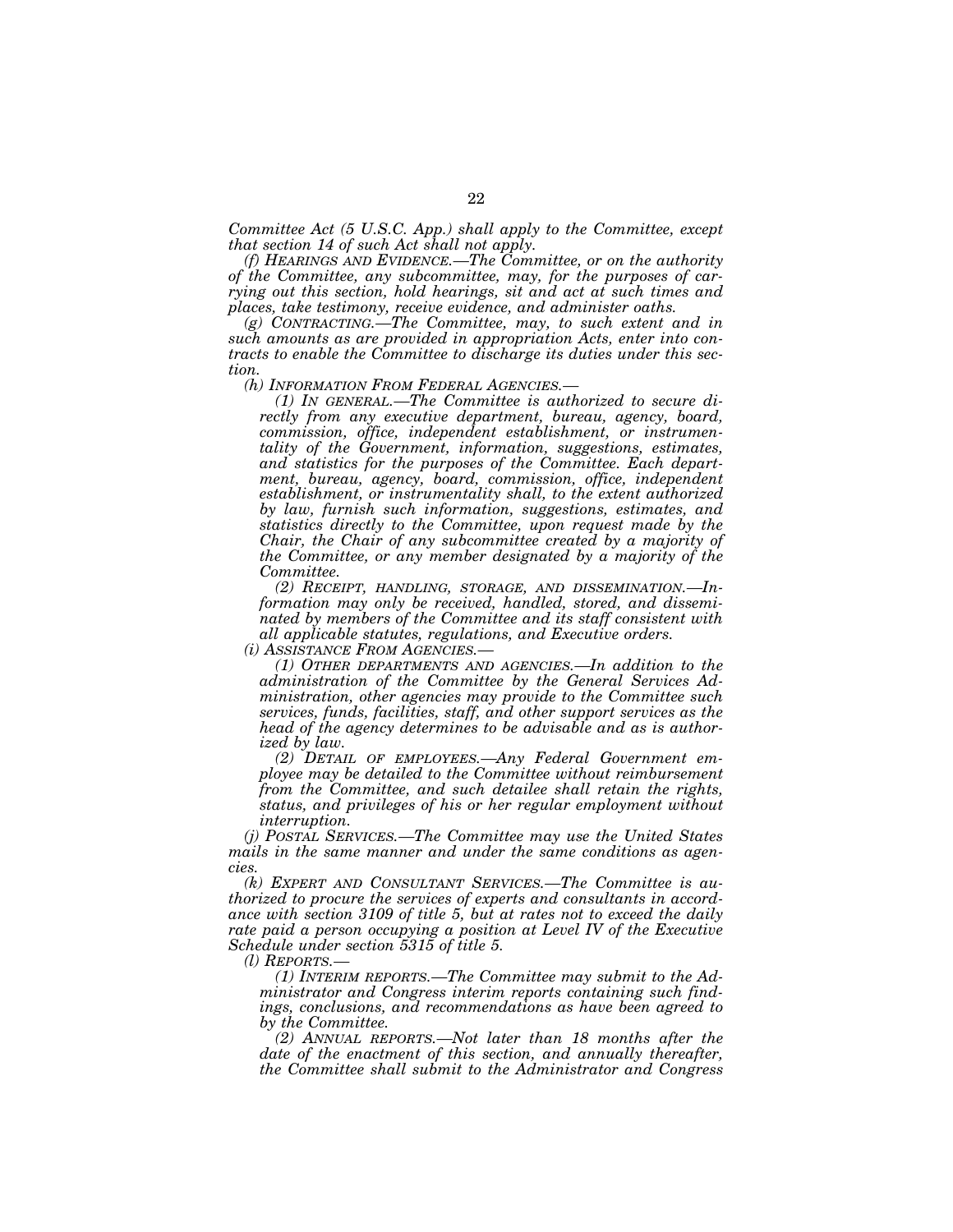*Committee Act (5 U.S.C. App.) shall apply to the Committee, except that section 14 of such Act shall not apply.*

*(f) HEARINGS AND EVIDENCE.—The Committee, or on the authority of the Committee, any subcommittee, may, for the purposes of carrying out this section, hold hearings, sit and act at such times and places, take testimony, receive evidence, and administer oaths.*

*(g) CONTRACTING.—The Committee, may, to such extent and in such amounts as are provided in appropriation Acts, enter into contracts to enable the Committee to discharge its duties under this section.*

*(h) INFORMATION FROM FEDERAL AGENCIES.—*

*(1) IN GENERAL.—The Committee is authorized to secure directly from any executive department, bureau, agency, board, commission, office, independent establishment, or instrumentality of the Government, information, suggestions, estimates, and statistics for the purposes of the Committee. Each department, bureau, agency, board, commission, office, independent establishment, or instrumentality shall, to the extent authorized by law, furnish such information, suggestions, estimates, and statistics directly to the Committee, upon request made by the Chair, the Chair of any subcommittee created by a majority of the Committee, or any member designated by a majority of the Committee.*

*(2) RECEIPT, HANDLING, STORAGE, AND DISSEMINATION.—Information may only be received, handled, stored, and disseminated by members of the Committee and its staff consistent with all applicable statutes, regulations, and Executive orders.*

*(i) ASSISTANCE FROM AGENCIES.—*

*(1) OTHER DEPARTMENTS AND AGENCIES.—In addition to the administration of the Committee by the General Services Administration, other agencies may provide to the Committee such services, funds, facilities, staff, and other support services as the head of the agency determines to be advisable and as is authorized by law.*

*(2) DETAIL OF EMPLOYEES.—Any Federal Government employee may be detailed to the Committee without reimbursement from the Committee, and such detailee shall retain the rights, status, and privileges of his or her regular employment without interruption.*

*(j) POSTAL SERVICES.—The Committee may use the United States mails in the same manner and under the same conditions as agencies.*

*(k) EXPERT AND CONSULTANT SERVICES.—The Committee is authorized to procure the services of experts and consultants in accordance with section 3109 of title 5, but at rates not to exceed the daily rate paid a person occupying a position at Level IV of the Executive Schedule under section 5315 of title 5.*

*(l) REPORTS.—*

*(1) INTERIM REPORTS.—The Committee may submit to the Administrator and Congress interim reports containing such findings, conclusions, and recommendations as have been agreed to by the Committee.*

*(2) ANNUAL REPORTS.—Not later than 18 months after the date of the enactment of this section, and annually thereafter, the Committee shall submit to the Administrator and Congress*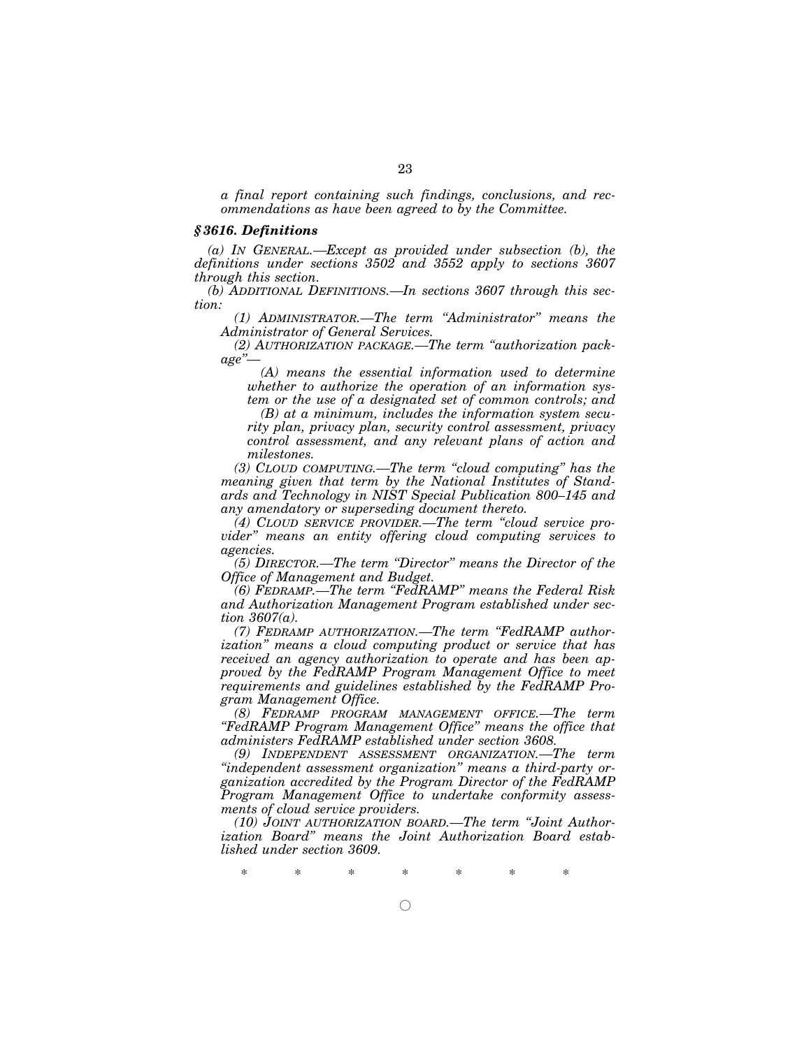*a final report containing such findings, conclusions, and recommendations as have been agreed to by the Committee.*

### *§ 3616. Definitions*

*(a) IN GENERAL.—Except as provided under subsection (b), the definitions under sections 3502 and 3552 apply to sections 3607 through this section.*

*(b) ADDITIONAL DEFINITIONS.—In sections 3607 through this section:*

*(1) ADMINISTRATOR.—The term "Administrator" means the Administrator of General Services.*

*(2) AUTHORIZATION PACKAGE.—The term "authorization package"—*

*(A) means the essential information used to determine whether to authorize the operation of an information system or the use of a designated set of common controls; and*

*(B) at a minimum, includes the information system security plan, privacy plan, security control assessment, privacy control assessment, and any relevant plans of action and milestones.*

*(3) CLOUD COMPUTING.—The term "cloud computing" has the meaning given that term by the National Institutes of Standards and Technology in NIST Special Publication 800–145 and any amendatory or superseding document thereto.*

*(4) CLOUD SERVICE PROVIDER.—The term "cloud service provider" means an entity offering cloud computing services to agencies.*

*(5) DIRECTOR.—The term "Director" means the Director of the Office of Management and Budget.*

*(6) FEDRAMP.—The term "FedRAMP" means the Federal Risk and Authorization Management Program established under section 3607(a).*

*(7) FEDRAMP AUTHORIZATION.—The term "FedRAMP authorization" means a cloud computing product or service that has received an agency authorization to operate and has been approved by the FedRAMP Program Management Office to meet requirements and guidelines established by the FedRAMP Program Management Office.*

*(8) FEDRAMP PROGRAM MANAGEMENT OFFICE.—The term "FedRAMP Program Management Office" means the office that administers FedRAMP established under section 3608.*

*(9) INDEPENDENT ASSESSMENT ORGANIZATION.—The term "independent assessment organization" means a third-party organization accredited by the Program Director of the FedRAMP Program Management Office to undertake conformity assessments of cloud service providers.*

*(10) JOINT AUTHORIZATION BOARD.—The term "Joint Authorization Board" means the Joint Authorization Board established under section 3609.*

\* \* \* \* \* \* \*